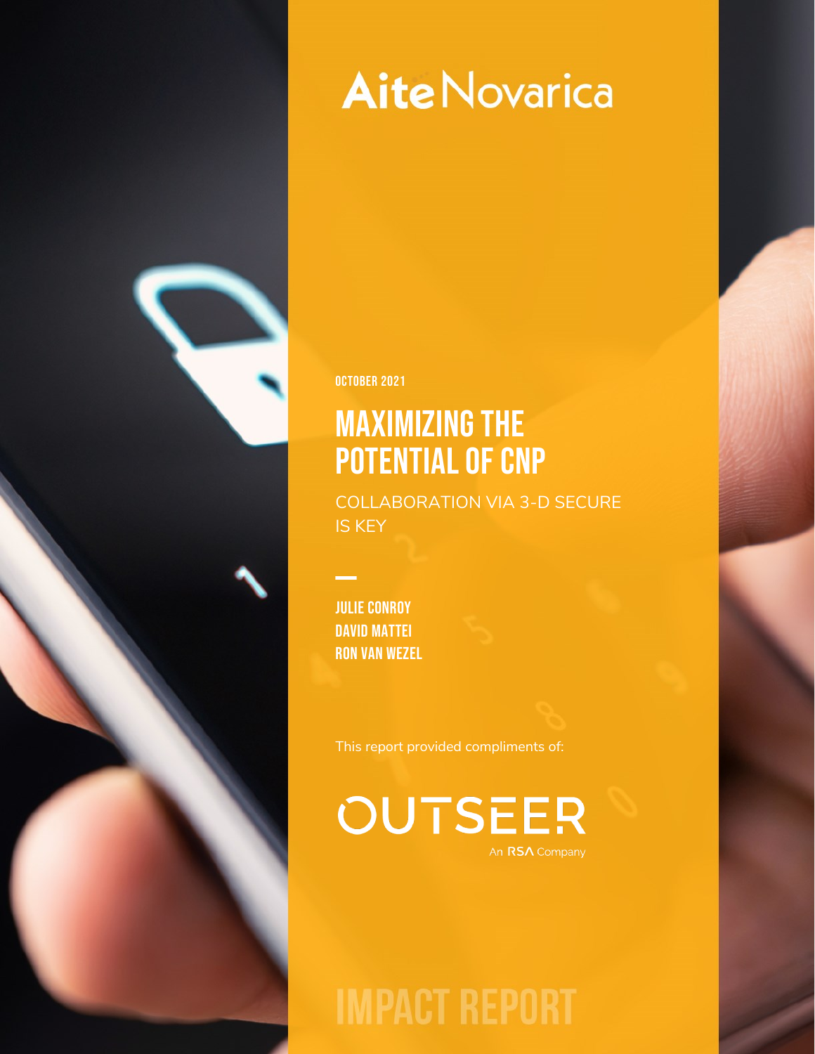AiteNovarica

OCTOBER 2021

# MAXIMIZING THE POTENTIAL OF CNP

COLLABORATION VIA 3-D SECURE IS KEY

**JULIE CONROY**
**DAVID MATTEI**
**RON VAN WEZEL**

This report provided compliments of:

OUTSEER
An RSA Company

IMPACT REPORT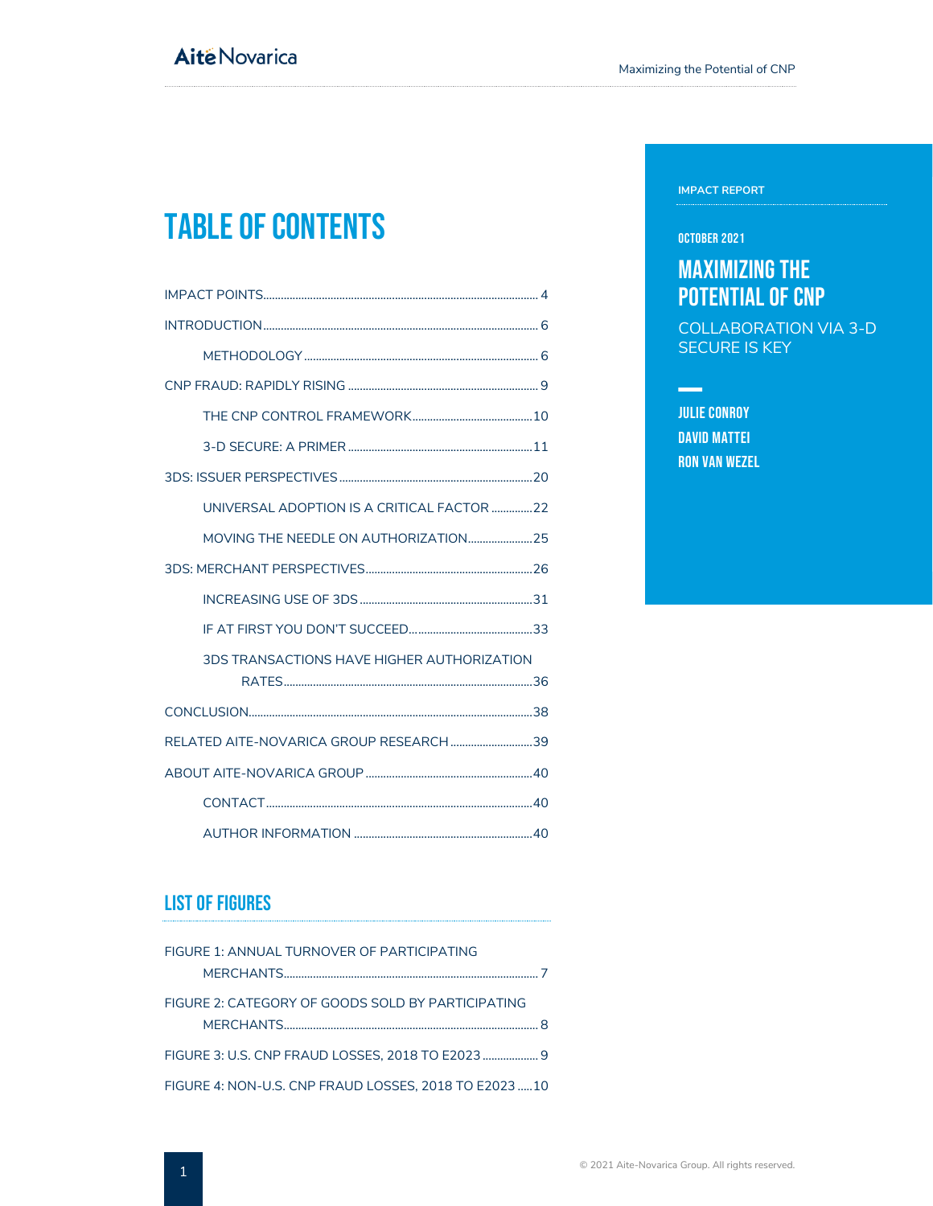IMPACT REPORT

OCTOBER 2021

# MAXIMIZING THE POTENTIAL OF CNP

COLLABORATION VIA 3-D SECURE IS KEY

JULIE CONROY
DAVID MATTEI
RON VAN WEZEL

# TABLE OF CONTENTS

- IMPACT POINTS ........ 4
- INTRODUCTION ........ 6
  - METHODOLOGY ........ 6
- CNP FRAUD: RAPIDLY RISING ........ 9
  - THE CNP CONTROL FRAMEWORK ........ 10
  - 3-D SECURE: A PRIMER ........ 11
- 3DS: ISSUER PERSPECTIVES ........ 20
  - UNIVERSAL ADOPTION IS A CRITICAL FACTOR ........ 22
  - MOVING THE NEEDLE ON AUTHORIZATION ........ 25
- 3DS: MERCHANT PERSPECTIVES ........ 26
  - INCREASING USE OF 3DS ........ 31
  - IF AT FIRST YOU DON'T SUCCEED ........ 33
  - 3DS TRANSACTIONS HAVE HIGHER AUTHORIZATION RATES ........ 36
- CONCLUSION ........ 38
- RELATED AITE-NOVARICA GROUP RESEARCH ........ 39
- ABOUT AITE-NOVARICA GROUP ........ 40
  - CONTACT ........ 40
  - AUTHOR INFORMATION ........ 40

## LIST OF FIGURES

- FIGURE 1: ANNUAL TURNOVER OF PARTICIPATING MERCHANTS ........ 7
- FIGURE 2: CATEGORY OF GOODS SOLD BY PARTICIPATING MERCHANTS ........ 8
- FIGURE 3: U.S. CNP FRAUD LOSSES, 2018 TO E2023 ........ 9
- FIGURE 4: NON-U.S. CNP FRAUD LOSSES, 2018 TO E2023 ........ 10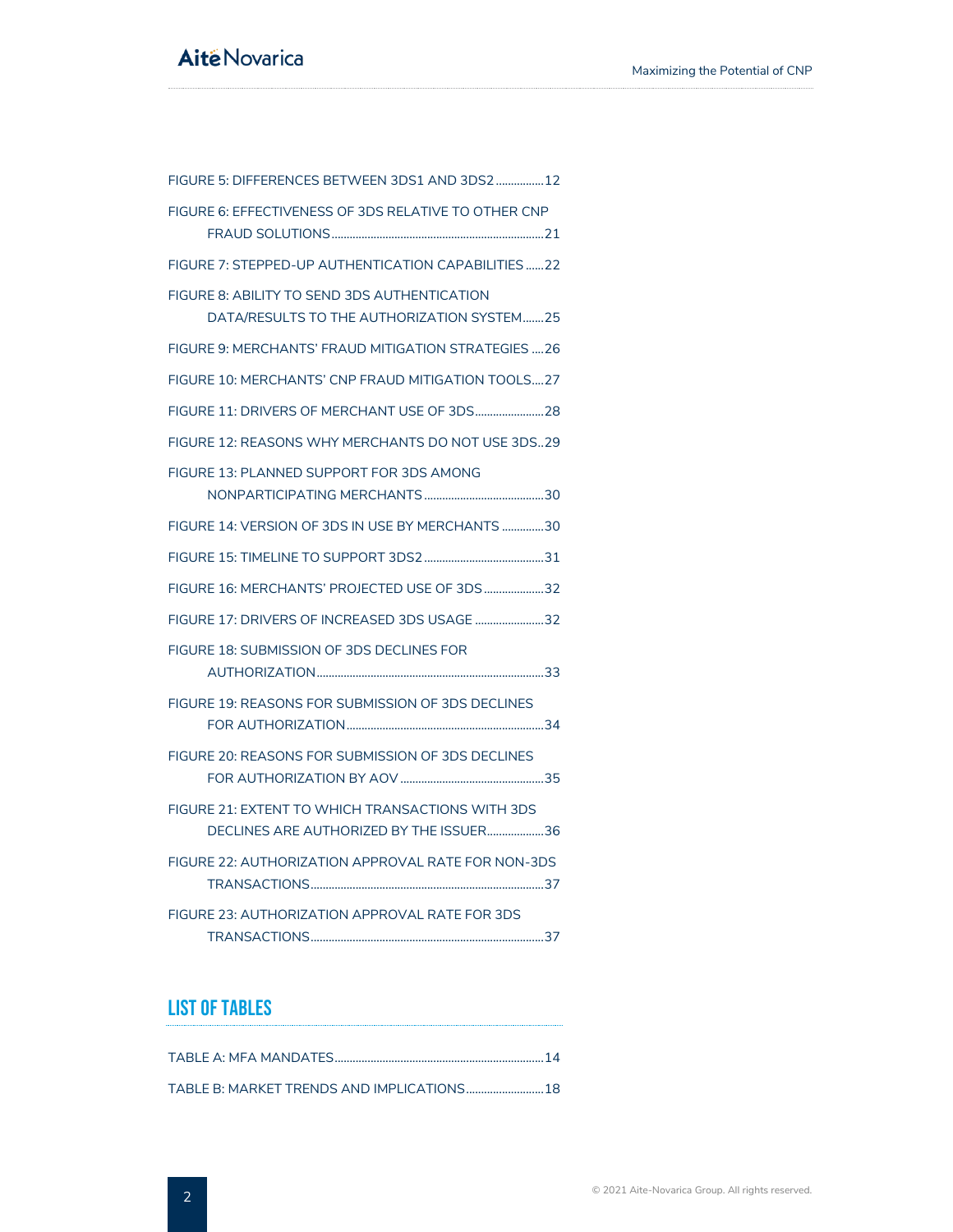FIGURE 5: DIFFERENCES BETWEEN 3DS1 AND 3DS2 ................12

FIGURE 6: EFFECTIVENESS OF 3DS RELATIVE TO OTHER CNP FRAUD SOLUTIONS.....................................................................21

FIGURE 7: STEPPED-UP AUTHENTICATION CAPABILITIES ......22

FIGURE 8: ABILITY TO SEND 3DS AUTHENTICATION DATA/RESULTS TO THE AUTHORIZATION SYSTEM.......25

FIGURE 9: MERCHANTS' FRAUD MITIGATION STRATEGIES ....26

FIGURE 10: MERCHANTS' CNP FRAUD MITIGATION TOOLS....27

FIGURE 11: DRIVERS OF MERCHANT USE OF 3DS.......................28

FIGURE 12: REASONS WHY MERCHANTS DO NOT USE 3DS..29

FIGURE 13: PLANNED SUPPORT FOR 3DS AMONG NONPARTICIPATING MERCHANTS........................................30

FIGURE 14: VERSION OF 3DS IN USE BY MERCHANTS ..............30

FIGURE 15: TIMELINE TO SUPPORT 3DS2........................................31

FIGURE 16: MERCHANTS' PROJECTED USE OF 3DS....................32

FIGURE 17: DRIVERS OF INCREASED 3DS USAGE .......................32

FIGURE 18: SUBMISSION OF 3DS DECLINES FOR AUTHORIZATION..........................................................................33

FIGURE 19: REASONS FOR SUBMISSION OF 3DS DECLINES FOR AUTHORIZATION................................................................34

FIGURE 20: REASONS FOR SUBMISSION OF 3DS DECLINES FOR AUTHORIZATION BY AOV ...............................................35

FIGURE 21: EXTENT TO WHICH TRANSACTIONS WITH 3DS DECLINES ARE AUTHORIZED BY THE ISSUER...................36

FIGURE 22: AUTHORIZATION APPROVAL RATE FOR NON-3DS TRANSACTIONS.............................................................................37

FIGURE 23: AUTHORIZATION APPROVAL RATE FOR 3DS TRANSACTIONS.............................................................................37

## LIST OF TABLES

TABLE A: MFA MANDATES.....................................................................14

TABLE B: MARKET TRENDS AND IMPLICATIONS..........................18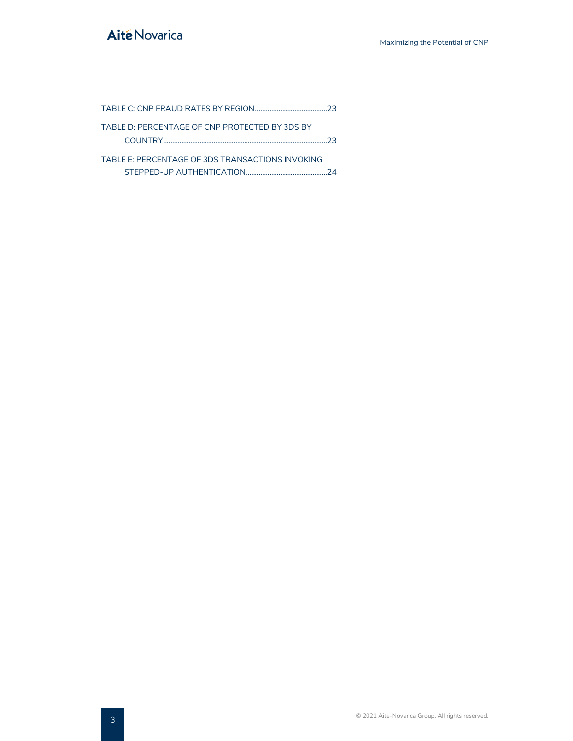TABLE C: CNP FRAUD RATES BY REGION........................................23

TABLE D: PERCENTAGE OF CNP PROTECTED BY 3DS BY COUNTRY..........................................................................................23

TABLE E: PERCENTAGE OF 3DS TRANSACTIONS INVOKING STEPPED-UP AUTHENTICATION.............................................24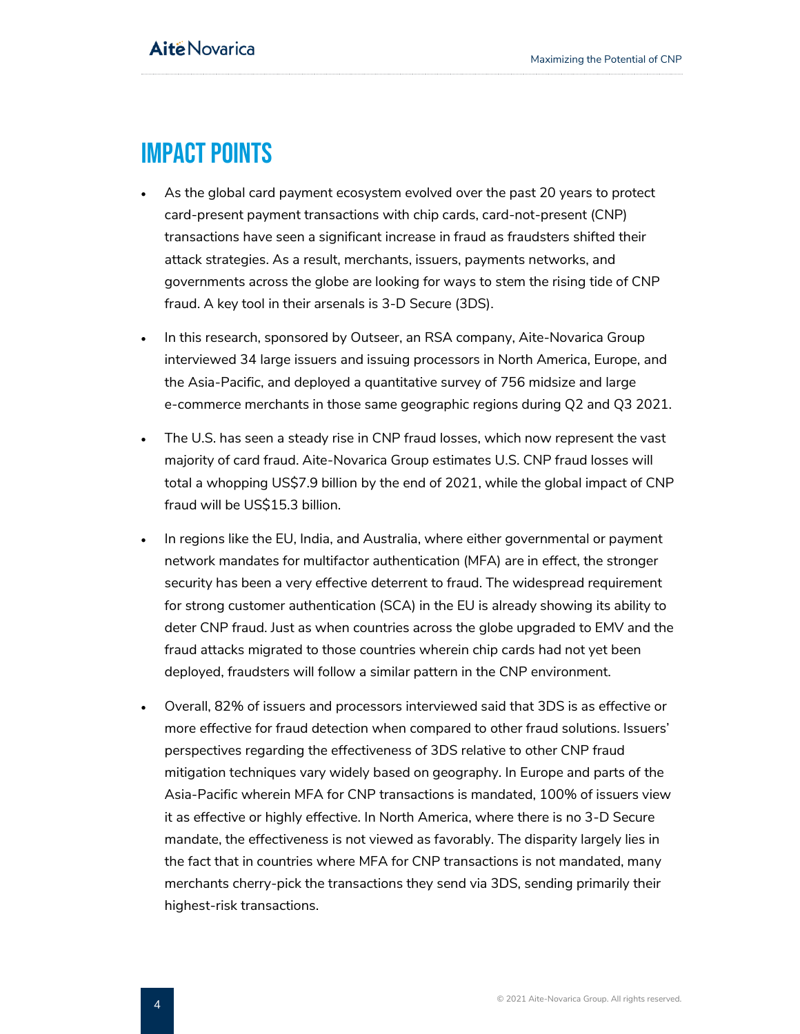# IMPACT POINTS

- As the global card payment ecosystem evolved over the past 20 years to protect card-present payment transactions with chip cards, card-not-present (CNP) transactions have seen a significant increase in fraud as fraudsters shifted their attack strategies. As a result, merchants, issuers, payments networks, and governments across the globe are looking for ways to stem the rising tide of CNP fraud. A key tool in their arsenals is 3-D Secure (3DS).
- In this research, sponsored by Outseer, an RSA company, Aite-Novarica Group interviewed 34 large issuers and issuing processors in North America, Europe, and the Asia-Pacific, and deployed a quantitative survey of 756 midsize and large e-commerce merchants in those same geographic regions during Q2 and Q3 2021.
- The U.S. has seen a steady rise in CNP fraud losses, which now represent the vast majority of card fraud. Aite-Novarica Group estimates U.S. CNP fraud losses will total a whopping US$7.9 billion by the end of 2021, while the global impact of CNP fraud will be US$15.3 billion.
- In regions like the EU, India, and Australia, where either governmental or payment network mandates for multifactor authentication (MFA) are in effect, the stronger security has been a very effective deterrent to fraud. The widespread requirement for strong customer authentication (SCA) in the EU is already showing its ability to deter CNP fraud. Just as when countries across the globe upgraded to EMV and the fraud attacks migrated to those countries wherein chip cards had not yet been deployed, fraudsters will follow a similar pattern in the CNP environment.
- Overall, 82% of issuers and processors interviewed said that 3DS is as effective or more effective for fraud detection when compared to other fraud solutions. Issuers' perspectives regarding the effectiveness of 3DS relative to other CNP fraud mitigation techniques vary widely based on geography. In Europe and parts of the Asia-Pacific wherein MFA for CNP transactions is mandated, 100% of issuers view it as effective or highly effective. In North America, where there is no 3-D Secure mandate, the effectiveness is not viewed as favorably. The disparity largely lies in the fact that in countries where MFA for CNP transactions is not mandated, many merchants cherry-pick the transactions they send via 3DS, sending primarily their highest-risk transactions.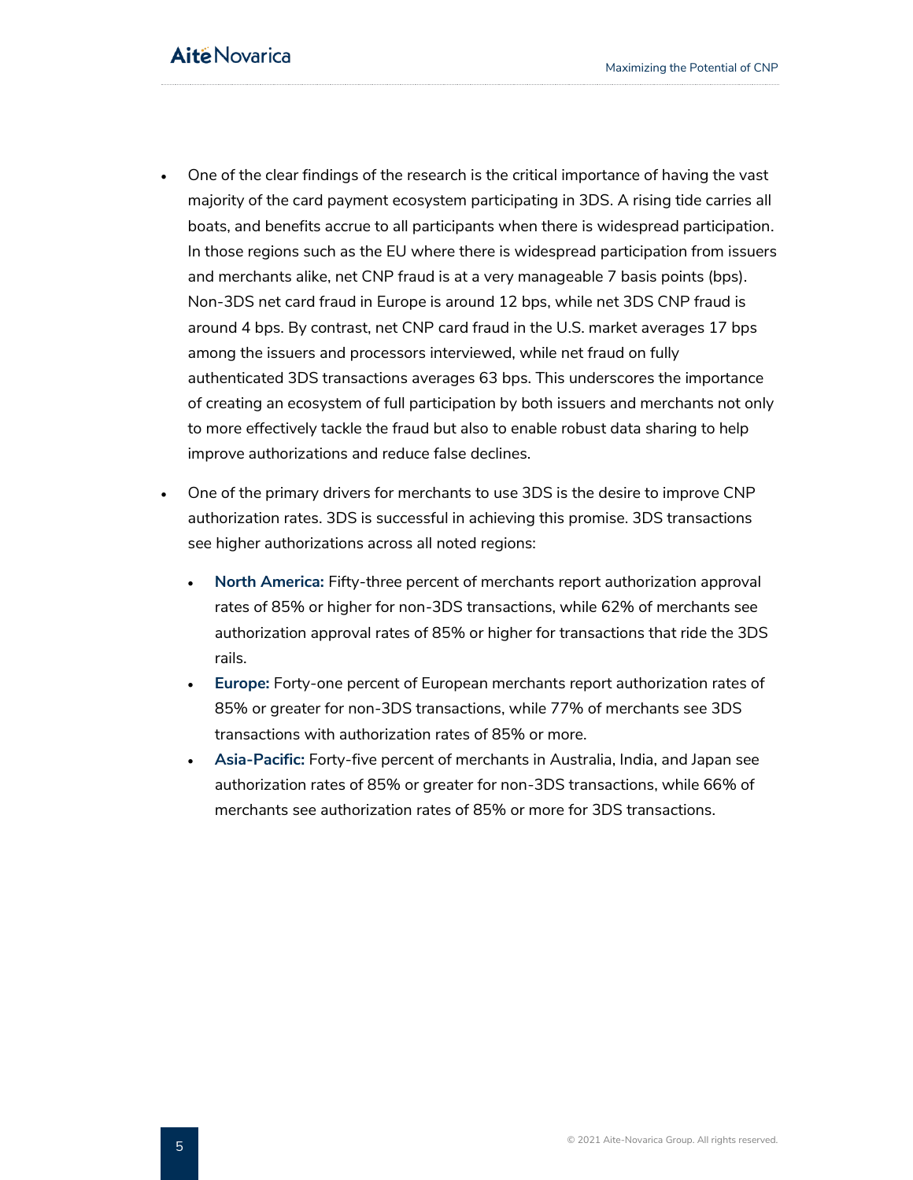- One of the clear findings of the research is the critical importance of having the vast majority of the card payment ecosystem participating in 3DS. A rising tide carries all boats, and benefits accrue to all participants when there is widespread participation. In those regions such as the EU where there is widespread participation from issuers and merchants alike, net CNP fraud is at a very manageable 7 basis points (bps). Non-3DS net card fraud in Europe is around 12 bps, while net 3DS CNP fraud is around 4 bps. By contrast, net CNP card fraud in the U.S. market averages 17 bps among the issuers and processors interviewed, while net fraud on fully authenticated 3DS transactions averages 63 bps. This underscores the importance of creating an ecosystem of full participation by both issuers and merchants not only to more effectively tackle the fraud but also to enable robust data sharing to help improve authorizations and reduce false declines.
- One of the primary drivers for merchants to use 3DS is the desire to improve CNP authorization rates. 3DS is successful in achieving this promise. 3DS transactions see higher authorizations across all noted regions:
  - **North America:** Fifty-three percent of merchants report authorization approval rates of 85% or higher for non-3DS transactions, while 62% of merchants see authorization approval rates of 85% or higher for transactions that ride the 3DS rails.
  - **Europe:** Forty-one percent of European merchants report authorization rates of 85% or greater for non-3DS transactions, while 77% of merchants see 3DS transactions with authorization rates of 85% or more.
  - **Asia-Pacific:** Forty-five percent of merchants in Australia, India, and Japan see authorization rates of 85% or greater for non-3DS transactions, while 66% of merchants see authorization rates of 85% or more for 3DS transactions.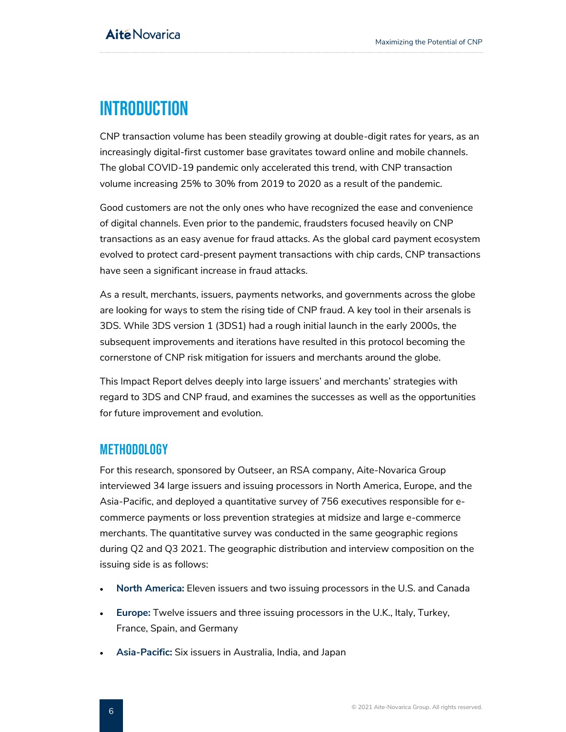# Introduction

CNP transaction volume has been steadily growing at double-digit rates for years, as an increasingly digital-first customer base gravitates toward online and mobile channels. The global COVID-19 pandemic only accelerated this trend, with CNP transaction volume increasing 25% to 30% from 2019 to 2020 as a result of the pandemic.

Good customers are not the only ones who have recognized the ease and convenience of digital channels. Even prior to the pandemic, fraudsters focused heavily on CNP transactions as an easy avenue for fraud attacks. As the global card payment ecosystem evolved to protect card-present payment transactions with chip cards, CNP transactions have seen a significant increase in fraud attacks.

As a result, merchants, issuers, payments networks, and governments across the globe are looking for ways to stem the rising tide of CNP fraud. A key tool in their arsenals is 3DS. While 3DS version 1 (3DS1) had a rough initial launch in the early 2000s, the subsequent improvements and iterations have resulted in this protocol becoming the cornerstone of CNP risk mitigation for issuers and merchants around the globe.

This Impact Report delves deeply into large issuers' and merchants' strategies with regard to 3DS and CNP fraud, and examines the successes as well as the opportunities for future improvement and evolution.

## Methodology

For this research, sponsored by Outseer, an RSA company, Aite-Novarica Group interviewed 34 large issuers and issuing processors in North America, Europe, and the Asia-Pacific, and deployed a quantitative survey of 756 executives responsible for e-commerce payments or loss prevention strategies at midsize and large e-commerce merchants. The quantitative survey was conducted in the same geographic regions during Q2 and Q3 2021. The geographic distribution and interview composition on the issuing side is as follows:

- **North America:** Eleven issuers and two issuing processors in the U.S. and Canada
- **Europe:** Twelve issuers and three issuing processors in the U.K., Italy, Turkey, France, Spain, and Germany
- **Asia-Pacific:** Six issuers in Australia, India, and Japan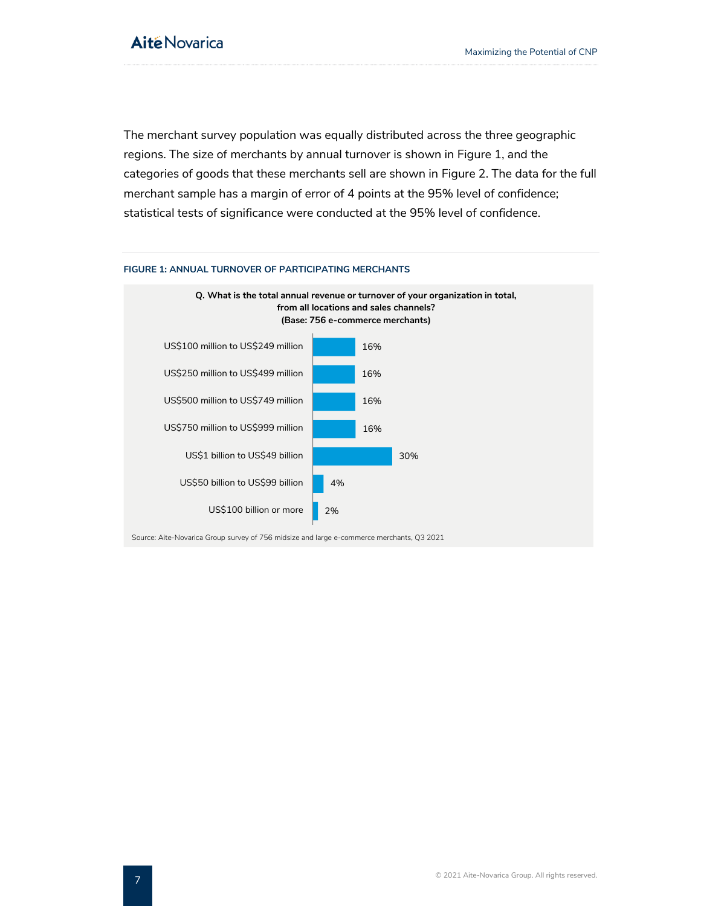The merchant survey population was equally distributed across the three geographic regions. The size of merchants by annual turnover is shown in Figure 1, and the categories of goods that these merchants sell are shown in Figure 2. The data for the full merchant sample has a margin of error of 4 points at the 95% level of confidence; statistical tests of significance were conducted at the 95% level of confidence.

**FIGURE 1: ANNUAL TURNOVER OF PARTICIPATING MERCHANTS**

**Q. What is the total annual revenue or turnover of your organization in total, from all locations and sales channels? (Base: 756 e-commerce merchants)**

| Annual turnover | Percentage |
|---|---|
| US$100 million to US$249 million | 16% |
| US$250 million to US$499 million | 16% |
| US$500 million to US$749 million | 16% |
| US$750 million to US$999 million | 16% |
| US$1 billion to US$49 billion | 30% |
| US$50 billion to US$99 billion | 4% |
| US$100 billion or more | 2% |

Source: Aite-Novarica Group survey of 756 midsize and large e-commerce merchants, Q3 2021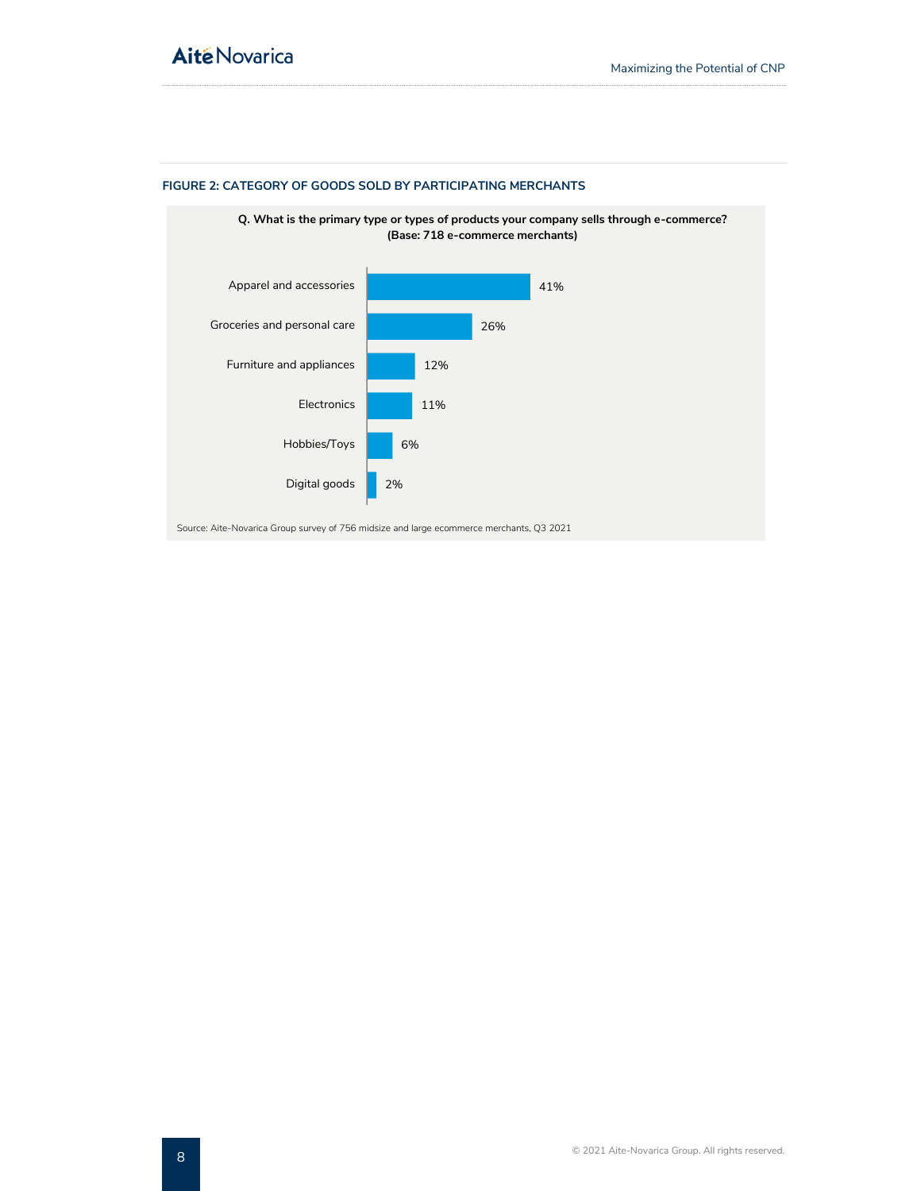**FIGURE 2: CATEGORY OF GOODS SOLD BY PARTICIPATING MERCHANTS**

**Q. What is the primary type or types of products your company sells through e-commerce? (Base: 718 e-commerce merchants)**

| Category | Percentage |
| --- | --- |
| Apparel and accessories | 41% |
| Groceries and personal care | 26% |
| Furniture and appliances | 12% |
| Electronics | 11% |
| Hobbies/Toys | 6% |
| Digital goods | 2% |

Source: Aite-Novarica Group survey of 756 midsize and large ecommerce merchants, Q3 2021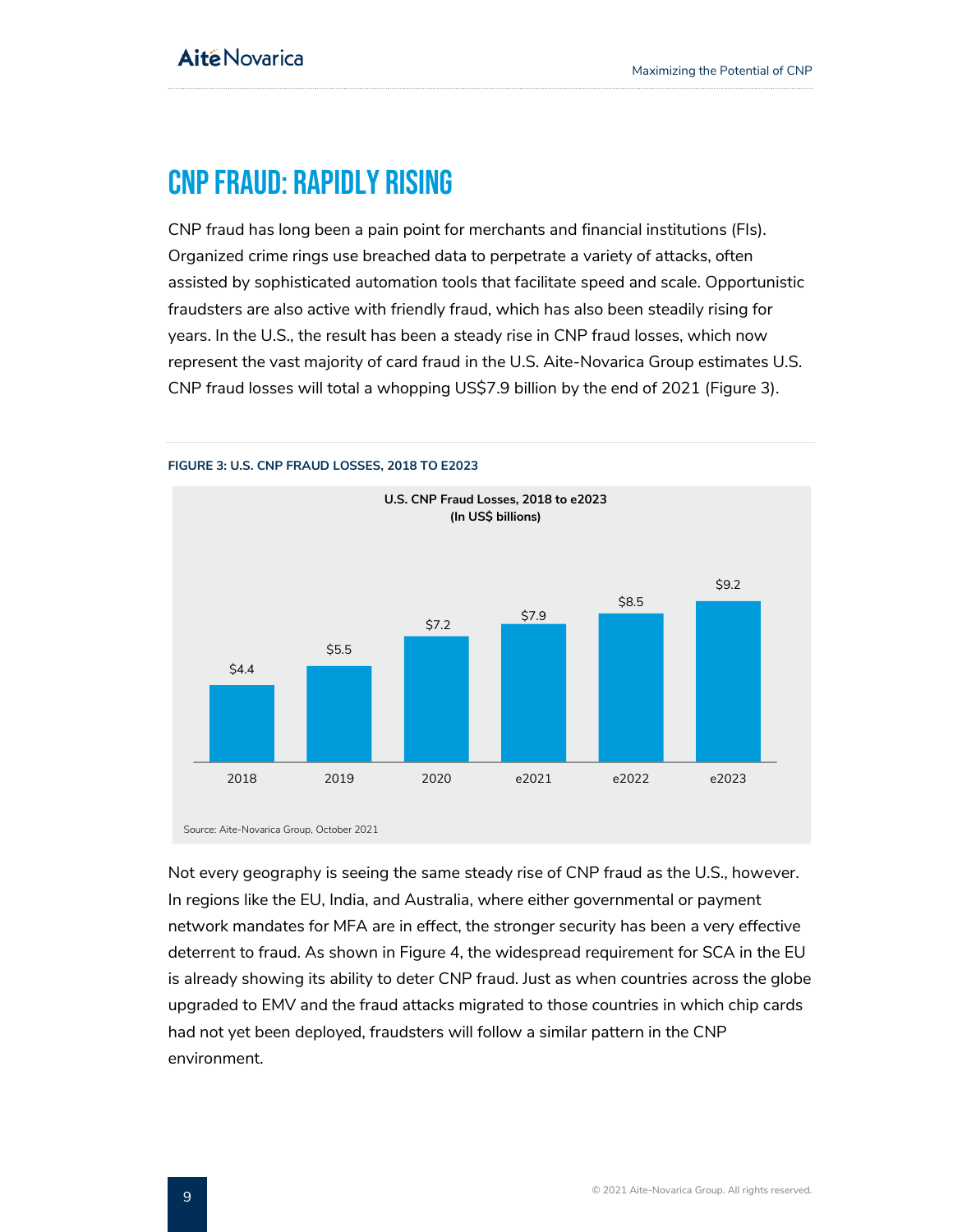# CNP Fraud: Rapidly Rising

CNP fraud has long been a pain point for merchants and financial institutions (FIs). Organized crime rings use breached data to perpetrate a variety of attacks, often assisted by sophisticated automation tools that facilitate speed and scale. Opportunistic fraudsters are also active with friendly fraud, which has also been steadily rising for years. In the U.S., the result has been a steady rise in CNP fraud losses, which now represent the vast majority of card fraud in the U.S. Aite-Novarica Group estimates U.S. CNP fraud losses will total a whopping US$7.9 billion by the end of 2021 (Figure 3).

**FIGURE 3: U.S. CNP FRAUD LOSSES, 2018 TO E2023**

**U.S. CNP Fraud Losses, 2018 to e2023 (In US$ billions)**

| Year | Losses |
|---|---|
| 2018 | $4.4 |
| 2019 | $5.5 |
| 2020 | $7.2 |
| e2021 | $7.9 |
| e2022 | $8.5 |
| e2023 | $9.2 |

Source: Aite-Novarica Group, October 2021

Not every geography is seeing the same steady rise of CNP fraud as the U.S., however. In regions like the EU, India, and Australia, where either governmental or payment network mandates for MFA are in effect, the stronger security has been a very effective deterrent to fraud. As shown in Figure 4, the widespread requirement for SCA in the EU is already showing its ability to deter CNP fraud. Just as when countries across the globe upgraded to EMV and the fraud attacks migrated to those countries in which chip cards had not yet been deployed, fraudsters will follow a similar pattern in the CNP environment.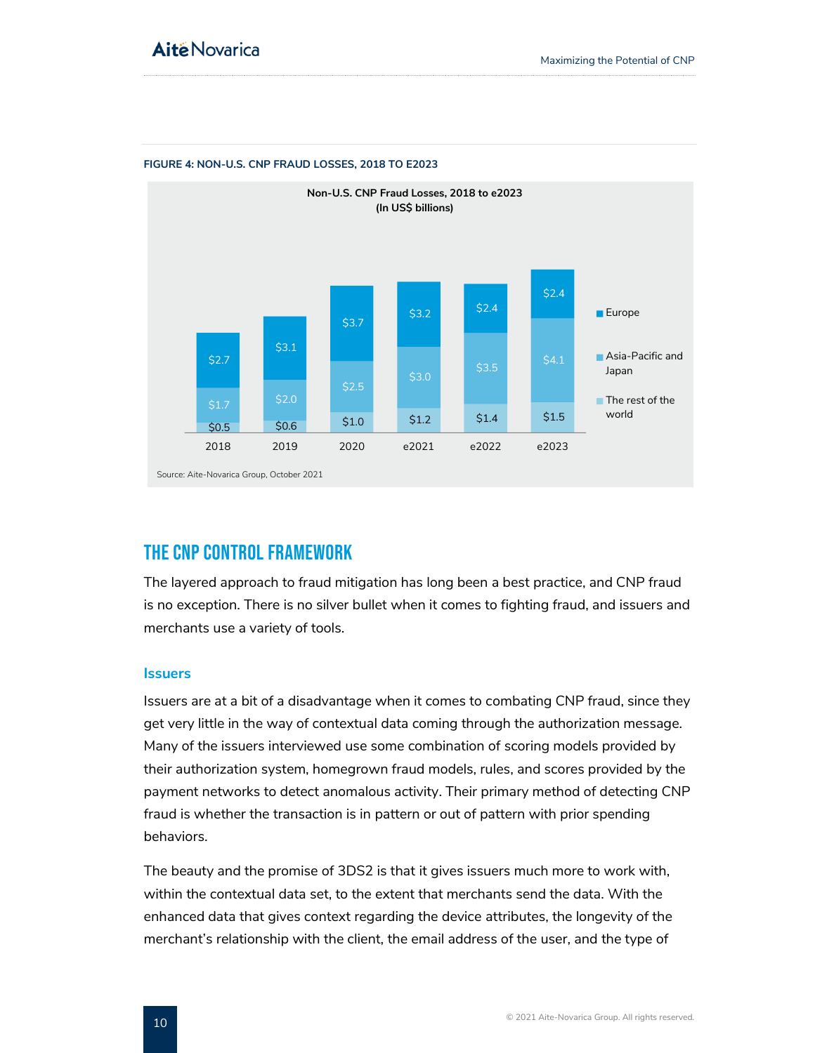**FIGURE 4: NON-U.S. CNP FRAUD LOSSES, 2018 TO E2023**

Non-U.S. CNP Fraud Losses, 2018 to e2023
(In US$ billions)

| | 2018 | 2019 | 2020 | e2021 | e2022 | e2023 |
|---|---|---|---|---|---|---|
| Europe | $2.7 | $3.1 | $3.7 | $3.2 | $2.4 | $2.4 |
| Asia-Pacific and Japan | $1.7 | $2.0 | $2.5 | $3.0 | $3.5 | $4.1 |
| The rest of the world | $0.5 | $0.6 | $1.0 | $1.2 | $1.4 | $1.5 |

Source: Aite-Novarica Group, October 2021

## THE CNP CONTROL FRAMEWORK

The layered approach to fraud mitigation has long been a best practice, and CNP fraud is no exception. There is no silver bullet when it comes to fighting fraud, and issuers and merchants use a variety of tools.

### Issuers

Issuers are at a bit of a disadvantage when it comes to combating CNP fraud, since they get very little in the way of contextual data coming through the authorization message. Many of the issuers interviewed use some combination of scoring models provided by their authorization system, homegrown fraud models, rules, and scores provided by the payment networks to detect anomalous activity. Their primary method of detecting CNP fraud is whether the transaction is in pattern or out of pattern with prior spending behaviors.

The beauty and the promise of 3DS2 is that it gives issuers much more to work with, within the contextual data set, to the extent that merchants send the data. With the enhanced data that gives context regarding the device attributes, the longevity of the merchant's relationship with the client, the email address of the user, and the type of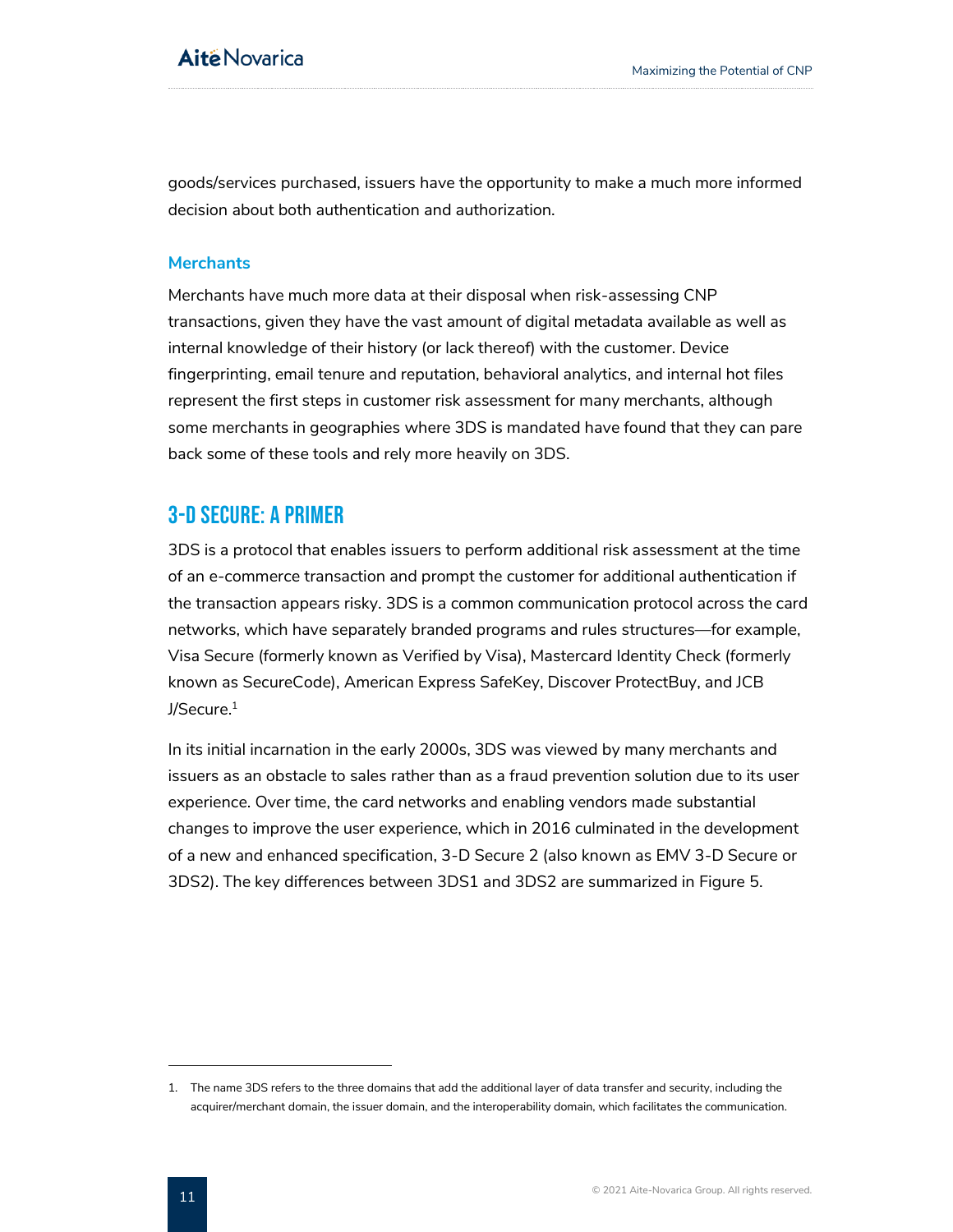goods/services purchased, issuers have the opportunity to make a much more informed decision about both authentication and authorization.

### Merchants

Merchants have much more data at their disposal when risk-assessing CNP transactions, given they have the vast amount of digital metadata available as well as internal knowledge of their history (or lack thereof) with the customer. Device fingerprinting, email tenure and reputation, behavioral analytics, and internal hot files represent the first steps in customer risk assessment for many merchants, although some merchants in geographies where 3DS is mandated have found that they can pare back some of these tools and rely more heavily on 3DS.

## 3-D Secure: A Primer

3DS is a protocol that enables issuers to perform additional risk assessment at the time of an e-commerce transaction and prompt the customer for additional authentication if the transaction appears risky. 3DS is a common communication protocol across the card networks, which have separately branded programs and rules structures—for example, Visa Secure (formerly known as Verified by Visa), Mastercard Identity Check (formerly known as SecureCode), American Express SafeKey, Discover ProtectBuy, and JCB J/Secure.[1]

In its initial incarnation in the early 2000s, 3DS was viewed by many merchants and issuers as an obstacle to sales rather than as a fraud prevention solution due to its user experience. Over time, the card networks and enabling vendors made substantial changes to improve the user experience, which in 2016 culminated in the development of a new and enhanced specification, 3-D Secure 2 (also known as EMV 3-D Secure or 3DS2). The key differences between 3DS1 and 3DS2 are summarized in Figure 5.

1. The name 3DS refers to the three domains that add the additional layer of data transfer and security, including the acquirer/merchant domain, the issuer domain, and the interoperability domain, which facilitates the communication.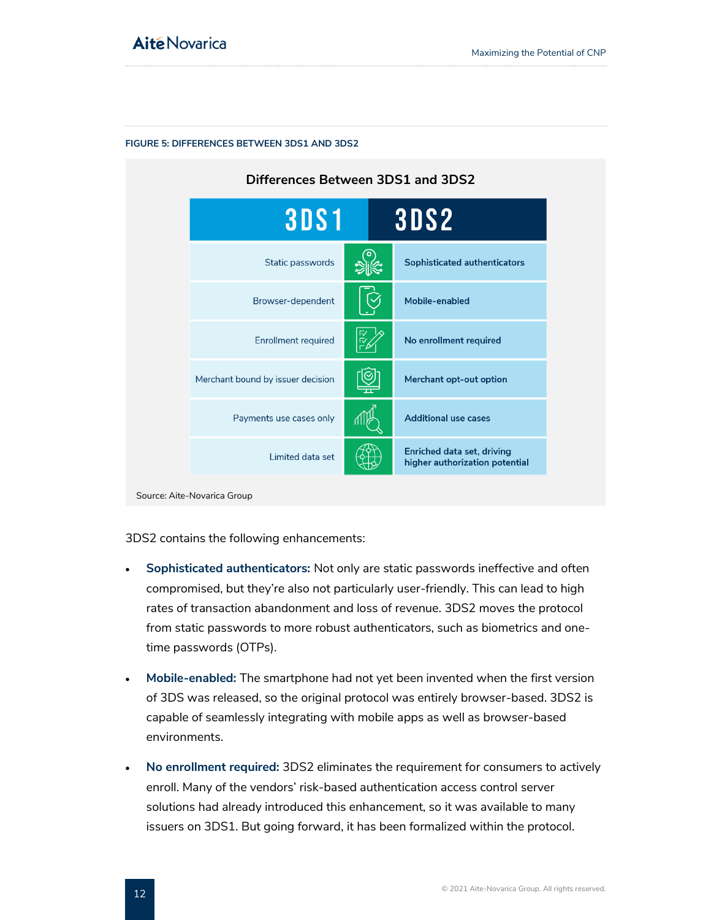**FIGURE 5: DIFFERENCES BETWEEN 3DS1 AND 3DS2**

**Differences Between 3DS1 and 3DS2**

| 3DS1 | 3DS2 |
|---|---|
| Static passwords | Sophisticated authenticators |
| Browser-dependent | Mobile-enabled |
| Enrollment required | No enrollment required |
| Merchant bound by issuer decision | Merchant opt-out option |
| Payments use cases only | Additional use cases |
| Limited data set | Enriched data set, driving higher authorization potential |

Source: Aite-Novarica Group

3DS2 contains the following enhancements:

- **Sophisticated authenticators:** Not only are static passwords ineffective and often compromised, but they're also not particularly user-friendly. This can lead to high rates of transaction abandonment and loss of revenue. 3DS2 moves the protocol from static passwords to more robust authenticators, such as biometrics and one-time passwords (OTPs).

- **Mobile-enabled:** The smartphone had not yet been invented when the first version of 3DS was released, so the original protocol was entirely browser-based. 3DS2 is capable of seamlessly integrating with mobile apps as well as browser-based environments.

- **No enrollment required:** 3DS2 eliminates the requirement for consumers to actively enroll. Many of the vendors' risk-based authentication access control server solutions had already introduced this enhancement, so it was available to many issuers on 3DS1. But going forward, it has been formalized within the protocol.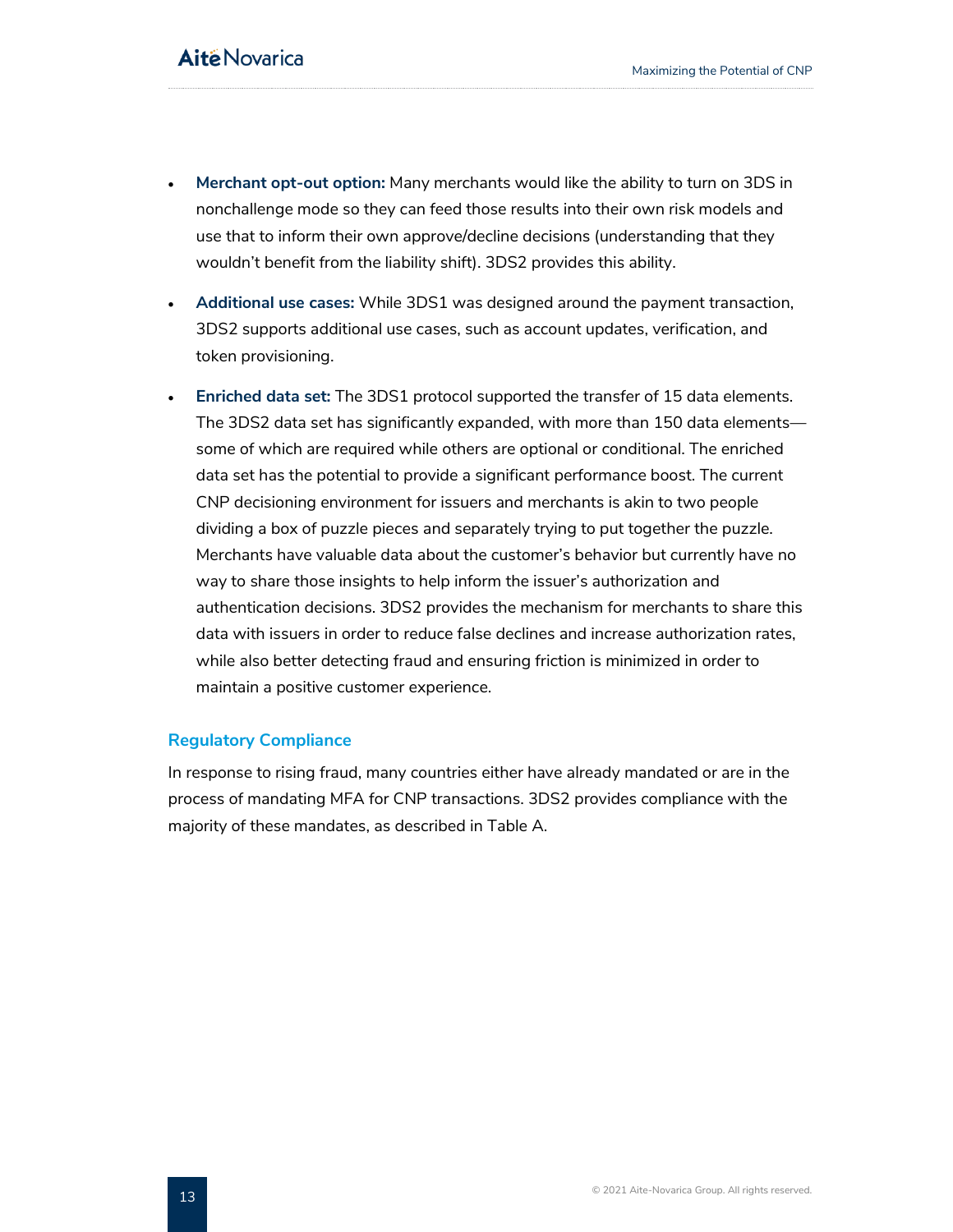- **Merchant opt-out option:** Many merchants would like the ability to turn on 3DS in nonchallenge mode so they can feed those results into their own risk models and use that to inform their own approve/decline decisions (understanding that they wouldn't benefit from the liability shift). 3DS2 provides this ability.
- **Additional use cases:** While 3DS1 was designed around the payment transaction, 3DS2 supports additional use cases, such as account updates, verification, and token provisioning.
- **Enriched data set:** The 3DS1 protocol supported the transfer of 15 data elements. The 3DS2 data set has significantly expanded, with more than 150 data elements—some of which are required while others are optional or conditional. The enriched data set has the potential to provide a significant performance boost. The current CNP decisioning environment for issuers and merchants is akin to two people dividing a box of puzzle pieces and separately trying to put together the puzzle. Merchants have valuable data about the customer's behavior but currently have no way to share those insights to help inform the issuer's authorization and authentication decisions. 3DS2 provides the mechanism for merchants to share this data with issuers in order to reduce false declines and increase authorization rates, while also better detecting fraud and ensuring friction is minimized in order to maintain a positive customer experience.

### Regulatory Compliance

In response to rising fraud, many countries either have already mandated or are in the process of mandating MFA for CNP transactions. 3DS2 provides compliance with the majority of these mandates, as described in Table A.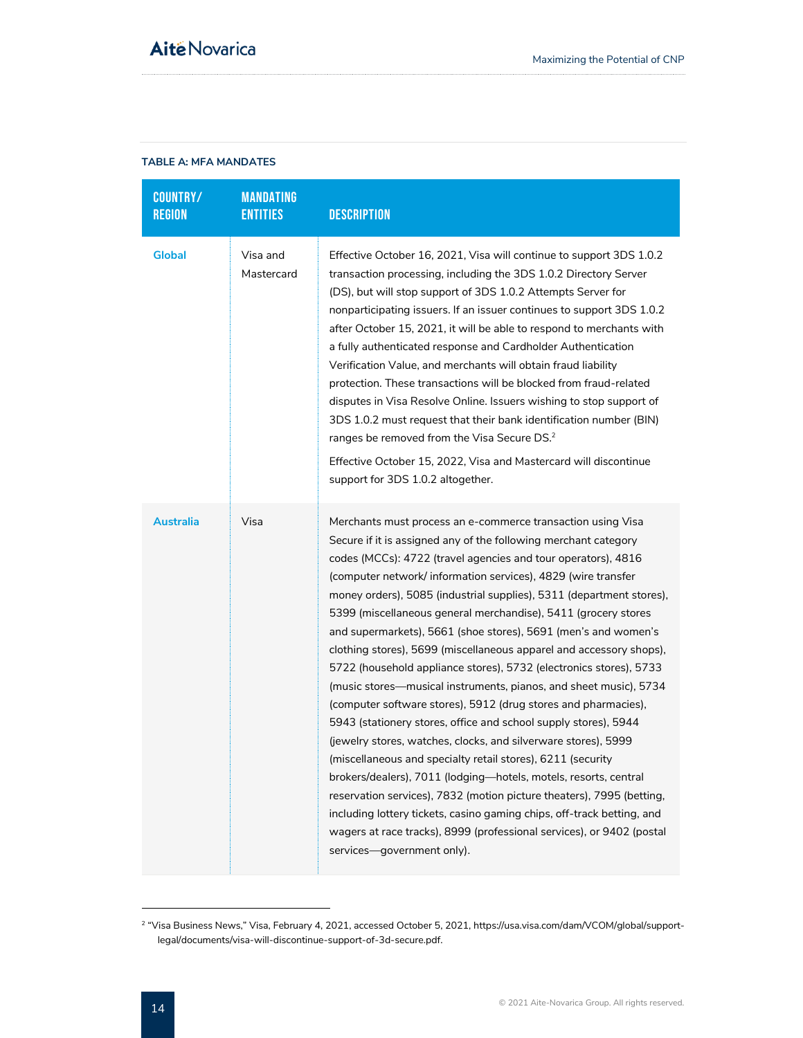**TABLE A: MFA MANDATES**

| COUNTRY/ REGION | MANDATING ENTITIES | DESCRIPTION |
|---|---|---|
| **Global** | Visa and Mastercard | Effective October 16, 2021, Visa will continue to support 3DS 1.0.2 transaction processing, including the 3DS 1.0.2 Directory Server (DS), but will stop support of 3DS 1.0.2 Attempts Server for nonparticipating issuers. If an issuer continues to support 3DS 1.0.2 after October 15, 2021, it will be able to respond to merchants with a fully authenticated response and Cardholder Authentication Verification Value, and merchants will obtain fraud liability protection. These transactions will be blocked from fraud-related disputes in Visa Resolve Online. Issuers wishing to stop support of 3DS 1.0.2 must request that their bank identification number (BIN) ranges be removed from the Visa Secure DS.[2]<br><br>Effective October 15, 2022, Visa and Mastercard will discontinue support for 3DS 1.0.2 altogether. |
| **Australia** | Visa | Merchants must process an e-commerce transaction using Visa Secure if it is assigned any of the following merchant category codes (MCCs): 4722 (travel agencies and tour operators), 4816 (computer network/ information services), 4829 (wire transfer money orders), 5085 (industrial supplies), 5311 (department stores), 5399 (miscellaneous general merchandise), 5411 (grocery stores and supermarkets), 5661 (shoe stores), 5691 (men's and women's clothing stores), 5699 (miscellaneous apparel and accessory shops), 5722 (household appliance stores), 5732 (electronics stores), 5733 (music stores—musical instruments, pianos, and sheet music), 5734 (computer software stores), 5912 (drug stores and pharmacies), 5943 (stationery stores, office and school supply stores), 5944 (jewelry stores, watches, clocks, and silverware stores), 5999 (miscellaneous and specialty retail stores), 6211 (security brokers/dealers), 7011 (lodging—hotels, motels, resorts, central reservation services), 7832 (motion picture theaters), 7995 (betting, including lottery tickets, casino gaming chips, off-track betting, and wagers at race tracks), 8999 (professional services), or 9402 (postal services—government only). |

[2] "Visa Business News," Visa, February 4, 2021, accessed October 5, 2021, https://usa.visa.com/dam/VCOM/global/support-legal/documents/visa-will-discontinue-support-of-3d-secure.pdf.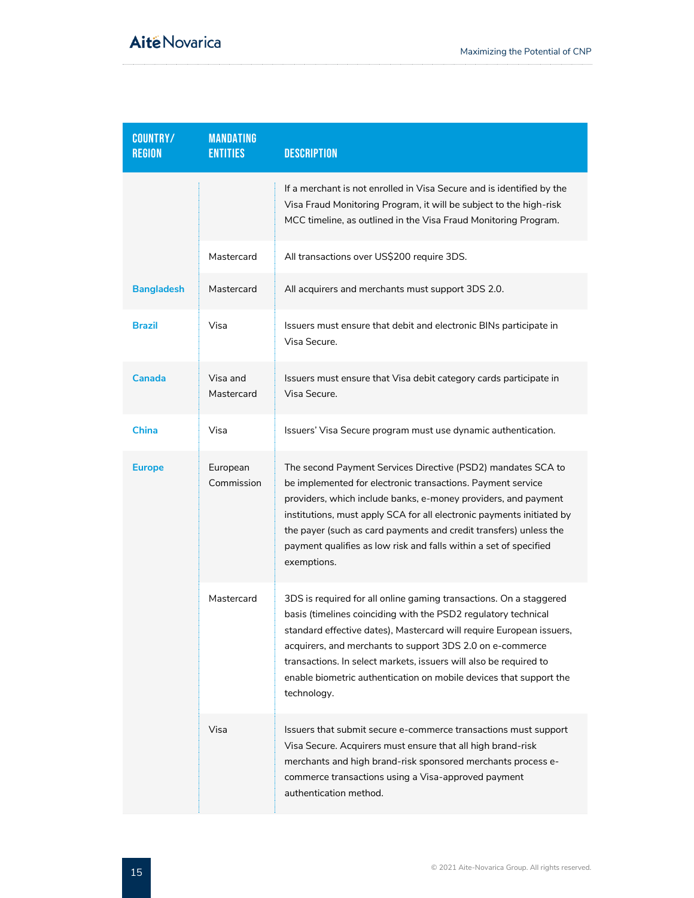| COUNTRY/ REGION | MANDATING ENTITIES | DESCRIPTION |
|---|---|---|
| | | If a merchant is not enrolled in Visa Secure and is identified by the Visa Fraud Monitoring Program, it will be subject to the high-risk MCC timeline, as outlined in the Visa Fraud Monitoring Program. |
| | Mastercard | All transactions over US$200 require 3DS. |
| **Bangladesh** | Mastercard | All acquirers and merchants must support 3DS 2.0. |
| **Brazil** | Visa | Issuers must ensure that debit and electronic BINs participate in Visa Secure. |
| **Canada** | Visa and Mastercard | Issuers must ensure that Visa debit category cards participate in Visa Secure. |
| **China** | Visa | Issuers' Visa Secure program must use dynamic authentication. |
| **Europe** | European Commission | The second Payment Services Directive (PSD2) mandates SCA to be implemented for electronic transactions. Payment service providers, which include banks, e-money providers, and payment institutions, must apply SCA for all electronic payments initiated by the payer (such as card payments and credit transfers) unless the payment qualifies as low risk and falls within a set of specified exemptions. |
| | Mastercard | 3DS is required for all online gaming transactions. On a staggered basis (timelines coinciding with the PSD2 regulatory technical standard effective dates), Mastercard will require European issuers, acquirers, and merchants to support 3DS 2.0 on e-commerce transactions. In select markets, issuers will also be required to enable biometric authentication on mobile devices that support the technology. |
| | Visa | Issuers that submit secure e-commerce transactions must support Visa Secure. Acquirers must ensure that all high brand-risk merchants and high brand-risk sponsored merchants process e-commerce transactions using a Visa-approved payment authentication method. |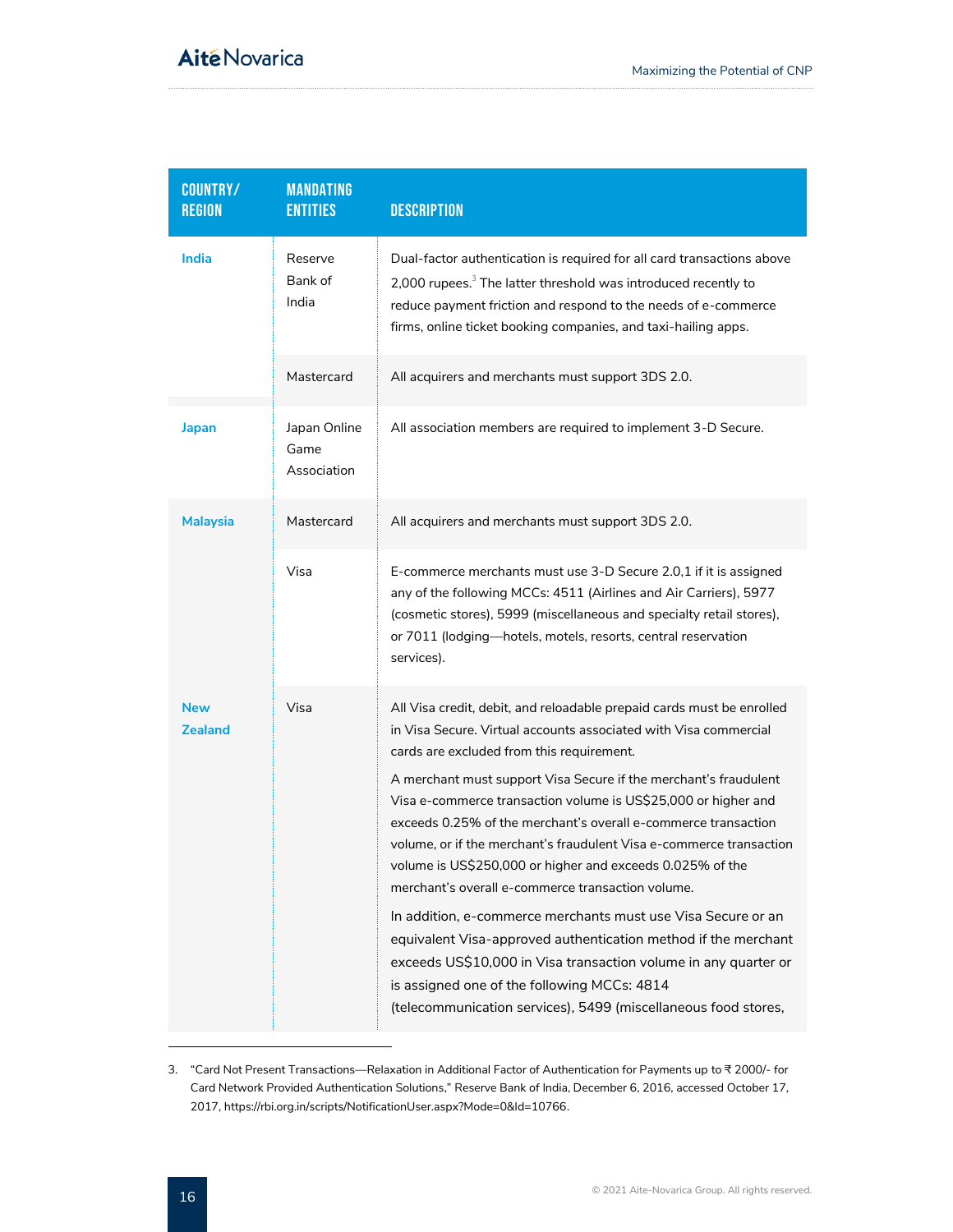| COUNTRY/ REGION | MANDATING ENTITIES | DESCRIPTION |
|---|---|---|
| **India** | Reserve Bank of India | Dual-factor authentication is required for all card transactions above 2,000 rupees.[3] The latter threshold was introduced recently to reduce payment friction and respond to the needs of e-commerce firms, online ticket booking companies, and taxi-hailing apps. |
| | Mastercard | All acquirers and merchants must support 3DS 2.0. |
| **Japan** | Japan Online Game Association | All association members are required to implement 3-D Secure. |
| **Malaysia** | Mastercard | All acquirers and merchants must support 3DS 2.0. |
| | Visa | E-commerce merchants must use 3-D Secure 2.0,1 if it is assigned any of the following MCCs: 4511 (Airlines and Air Carriers), 5977 (cosmetic stores), 5999 (miscellaneous and specialty retail stores), or 7011 (lodging—hotels, motels, resorts, central reservation services). |
| **New Zealand** | Visa | All Visa credit, debit, and reloadable prepaid cards must be enrolled in Visa Secure. Virtual accounts associated with Visa commercial cards are excluded from this requirement.<br><br>A merchant must support Visa Secure if the merchant's fraudulent Visa e-commerce transaction volume is US$25,000 or higher and exceeds 0.25% of the merchant's overall e-commerce transaction volume, or if the merchant's fraudulent Visa e-commerce transaction volume is US$250,000 or higher and exceeds 0.025% of the merchant's overall e-commerce transaction volume.<br><br>In addition, e-commerce merchants must use Visa Secure or an equivalent Visa-approved authentication method if the merchant exceeds US$10,000 in Visa transaction volume in any quarter or is assigned one of the following MCCs: 4814 (telecommunication services), 5499 (miscellaneous food stores, |

3. "Card Not Present Transactions—Relaxation in Additional Factor of Authentication for Payments up to ₹ 2000/- for Card Network Provided Authentication Solutions," Reserve Bank of India, December 6, 2016, accessed October 17, 2017, https://rbi.org.in/scripts/NotificationUser.aspx?Mode=0&Id=10766.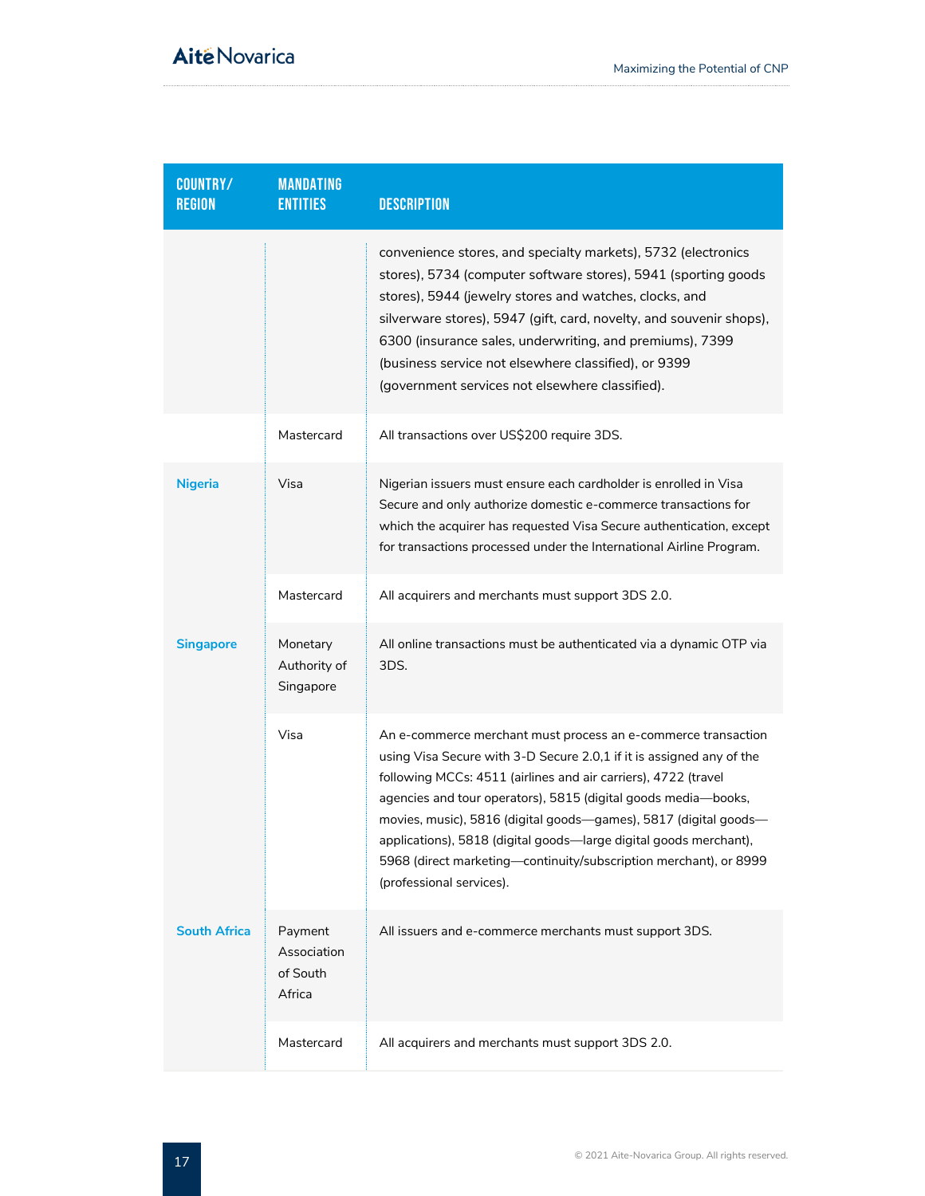| COUNTRY/ REGION | MANDATING ENTITIES | DESCRIPTION |
|---|---|---|
| | | convenience stores, and specialty markets), 5732 (electronics stores), 5734 (computer software stores), 5941 (sporting goods stores), 5944 (jewelry stores and watches, clocks, and silverware stores), 5947 (gift, card, novelty, and souvenir shops), 6300 (insurance sales, underwriting, and premiums), 7399 (business service not elsewhere classified), or 9399 (government services not elsewhere classified). |
| | Mastercard | All transactions over US$200 require 3DS. |
| **Nigeria** | Visa | Nigerian issuers must ensure each cardholder is enrolled in Visa Secure and only authorize domestic e-commerce transactions for which the acquirer has requested Visa Secure authentication, except for transactions processed under the International Airline Program. |
| | Mastercard | All acquirers and merchants must support 3DS 2.0. |
| **Singapore** | Monetary Authority of Singapore | All online transactions must be authenticated via a dynamic OTP via 3DS. |
| | Visa | An e-commerce merchant must process an e-commerce transaction using Visa Secure with 3-D Secure 2.0,1 if it is assigned any of the following MCCs: 4511 (airlines and air carriers), 4722 (travel agencies and tour operators), 5815 (digital goods media—books, movies, music), 5816 (digital goods—games), 5817 (digital goods—applications), 5818 (digital goods—large digital goods merchant), 5968 (direct marketing—continuity/subscription merchant), or 8999 (professional services). |
| **South Africa** | Payment Association of South Africa | All issuers and e-commerce merchants must support 3DS. |
| | Mastercard | All acquirers and merchants must support 3DS 2.0. |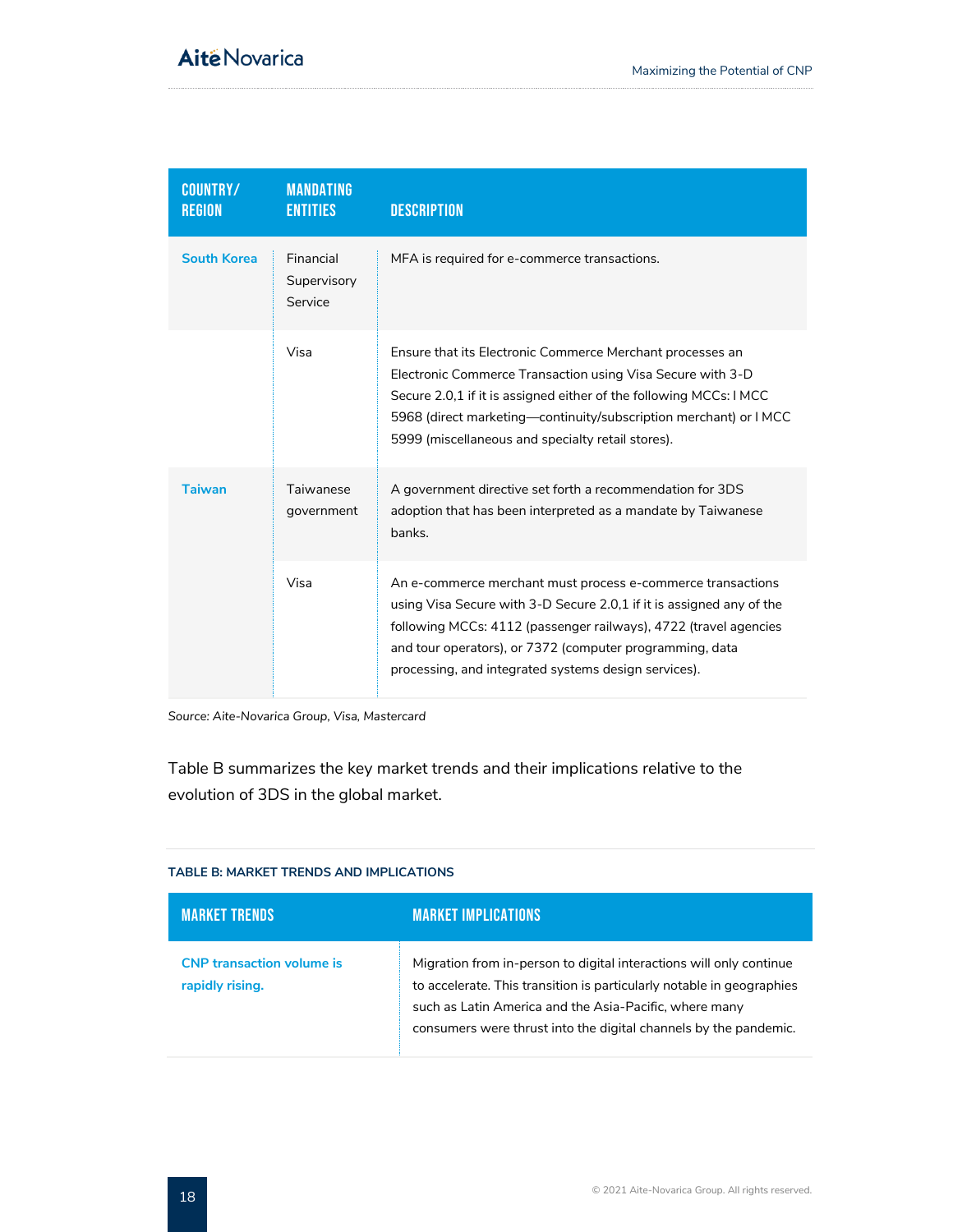| COUNTRY/ REGION | MANDATING ENTITIES | DESCRIPTION |
|---|---|---|
| South Korea | Financial Supervisory Service | MFA is required for e-commerce transactions. |
| | Visa | Ensure that its Electronic Commerce Merchant processes an Electronic Commerce Transaction using Visa Secure with 3-D Secure 2.0,1 if it is assigned either of the following MCCs: l MCC 5968 (direct marketing—continuity/subscription merchant) or l MCC 5999 (miscellaneous and specialty retail stores). |
| Taiwan | Taiwanese government | A government directive set forth a recommendation for 3DS adoption that has been interpreted as a mandate by Taiwanese banks. |
| | Visa | An e-commerce merchant must process e-commerce transactions using Visa Secure with 3-D Secure 2.0,1 if it is assigned any of the following MCCs: 4112 (passenger railways), 4722 (travel agencies and tour operators), or 7372 (computer programming, data processing, and integrated systems design services). |

*Source: Aite-Novarica Group, Visa, Mastercard*

Table B summarizes the key market trends and their implications relative to the evolution of 3DS in the global market.

**TABLE B: MARKET TRENDS AND IMPLICATIONS**

| MARKET TRENDS | MARKET IMPLICATIONS |
|---|---|
| **CNP transaction volume is rapidly rising.** | Migration from in-person to digital interactions will only continue to accelerate. This transition is particularly notable in geographies such as Latin America and the Asia-Pacific, where many consumers were thrust into the digital channels by the pandemic. |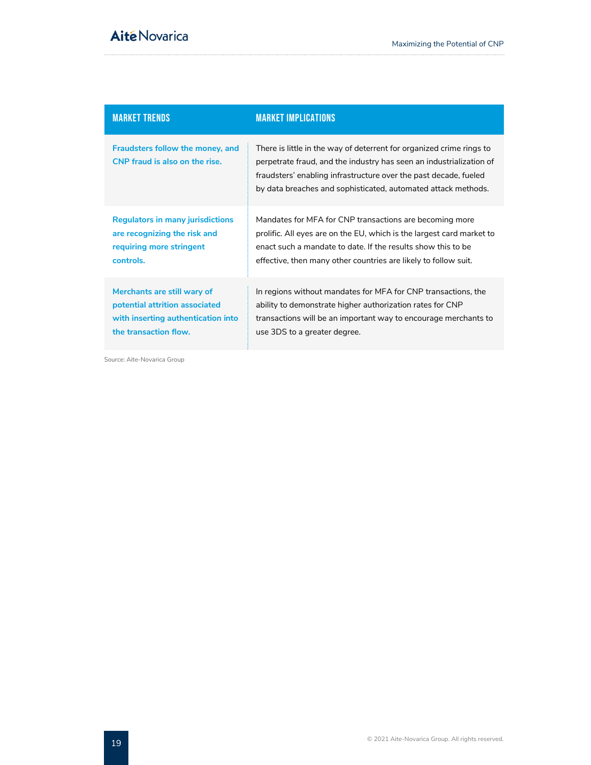| MARKET TRENDS | MARKET IMPLICATIONS |
|---|---|
| **Fraudsters follow the money, and CNP fraud is also on the rise.** | There is little in the way of deterrent for organized crime rings to perpetrate fraud, and the industry has seen an industrialization of fraudsters' enabling infrastructure over the past decade, fueled by data breaches and sophisticated, automated attack methods. |
| **Regulators in many jurisdictions are recognizing the risk and requiring more stringent controls.** | Mandates for MFA for CNP transactions are becoming more prolific. All eyes are on the EU, which is the largest card market to enact such a mandate to date. If the results show this to be effective, then many other countries are likely to follow suit. |
| **Merchants are still wary of potential attrition associated with inserting authentication into the transaction flow.** | In regions without mandates for MFA for CNP transactions, the ability to demonstrate higher authorization rates for CNP transactions will be an important way to encourage merchants to use 3DS to a greater degree. |

Source: Aite-Novarica Group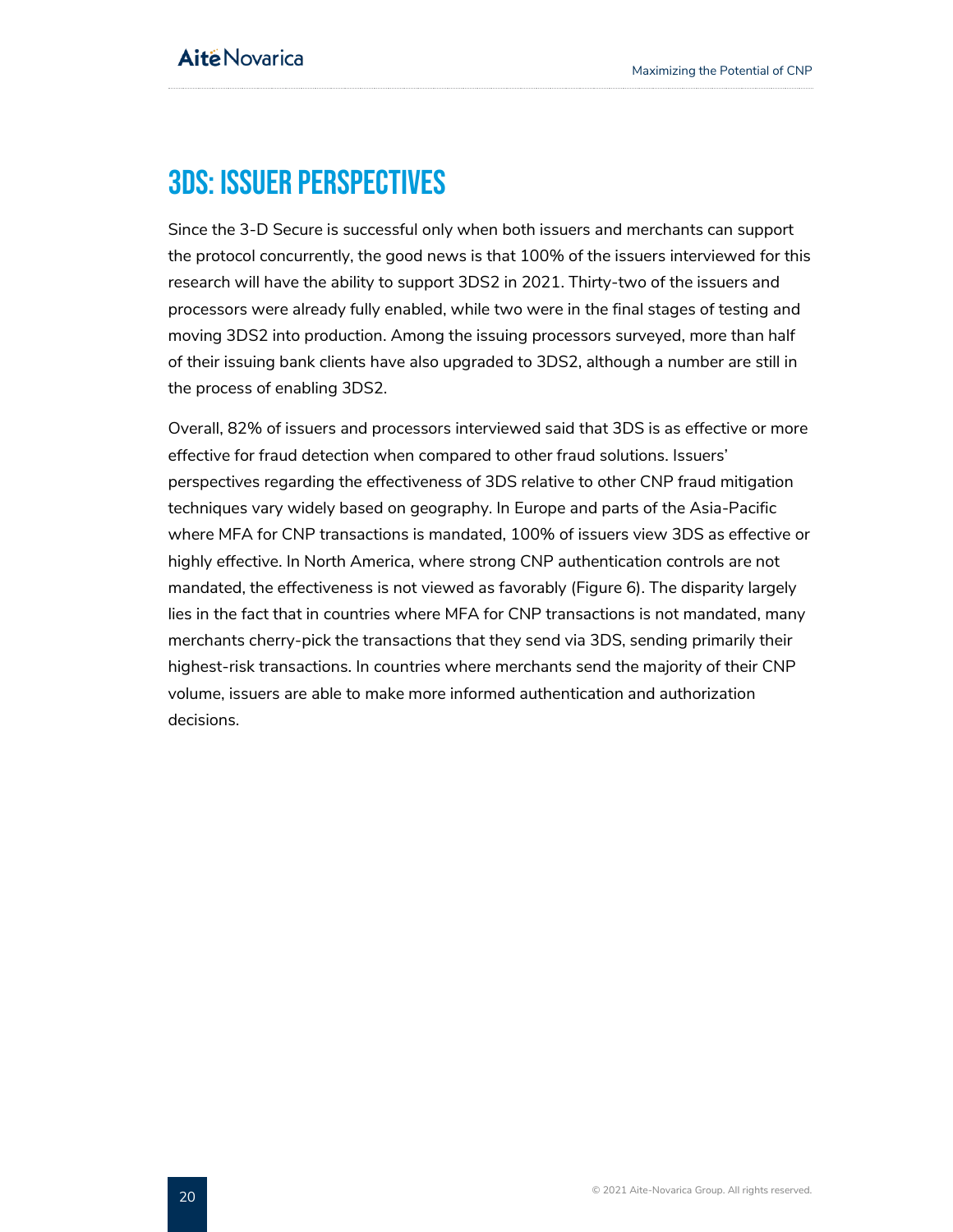# 3DS: Issuer Perspectives

Since the 3-D Secure is successful only when both issuers and merchants can support the protocol concurrently, the good news is that 100% of the issuers interviewed for this research will have the ability to support 3DS2 in 2021. Thirty-two of the issuers and processors were already fully enabled, while two were in the final stages of testing and moving 3DS2 into production. Among the issuing processors surveyed, more than half of their issuing bank clients have also upgraded to 3DS2, although a number are still in the process of enabling 3DS2.

Overall, 82% of issuers and processors interviewed said that 3DS is as effective or more effective for fraud detection when compared to other fraud solutions. Issuers' perspectives regarding the effectiveness of 3DS relative to other CNP fraud mitigation techniques vary widely based on geography. In Europe and parts of the Asia-Pacific where MFA for CNP transactions is mandated, 100% of issuers view 3DS as effective or highly effective. In North America, where strong CNP authentication controls are not mandated, the effectiveness is not viewed as favorably (Figure 6). The disparity largely lies in the fact that in countries where MFA for CNP transactions is not mandated, many merchants cherry-pick the transactions that they send via 3DS, sending primarily their highest-risk transactions. In countries where merchants send the majority of their CNP volume, issuers are able to make more informed authentication and authorization decisions.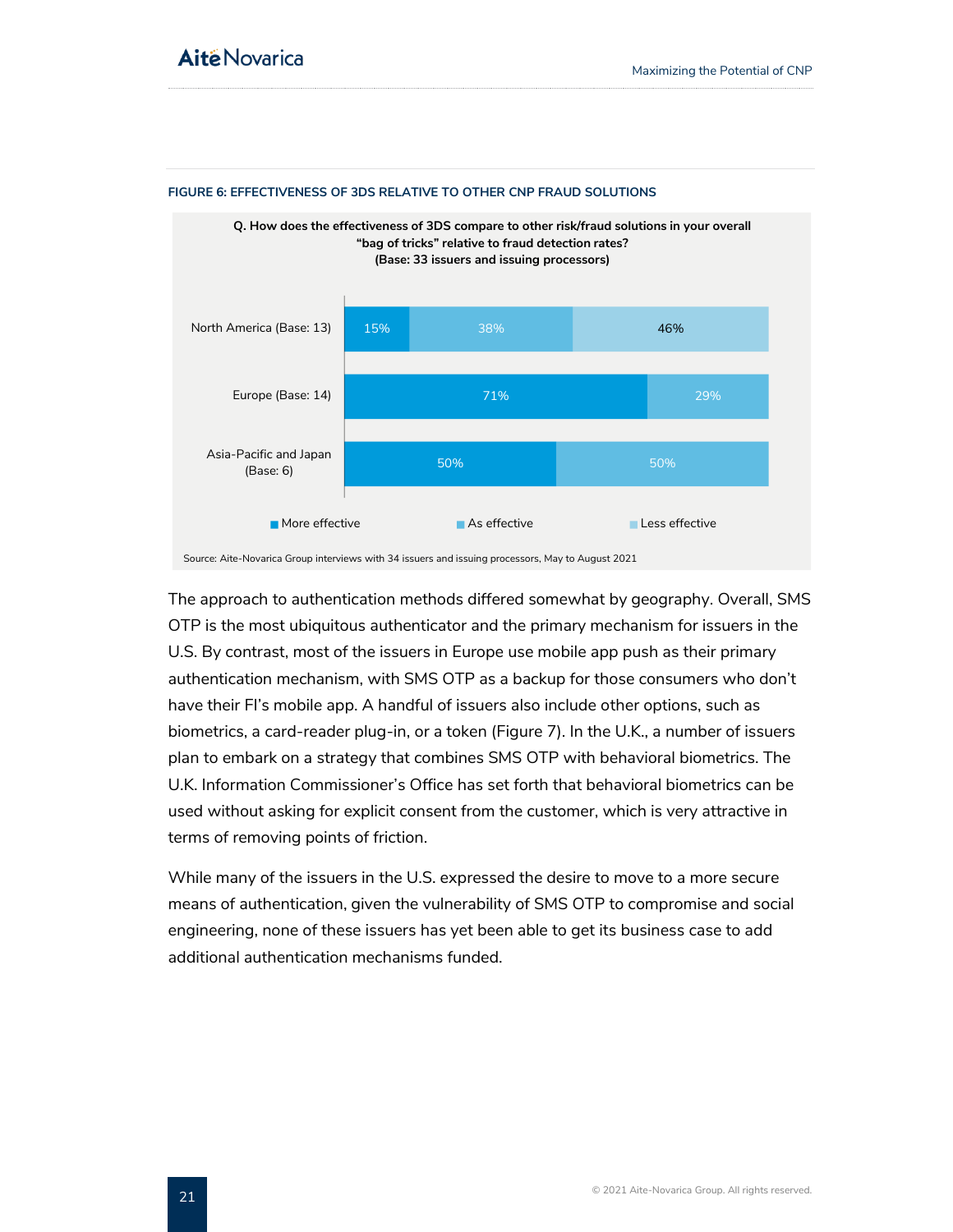**FIGURE 6: EFFECTIVENESS OF 3DS RELATIVE TO OTHER CNP FRAUD SOLUTIONS**

**Q. How does the effectiveness of 3DS compare to other risk/fraud solutions in your overall "bag of tricks" relative to fraud detection rates?**
**(Base: 33 issuers and issuing processors)**

| Region | More effective | As effective | Less effective |
|---|---|---|---|
| North America (Base: 13) | 15% | 38% | 46% |
| Europe (Base: 14) | 71% | 29% | |
| Asia-Pacific and Japan (Base: 6) | 50% | 50% | |

Source: Aite-Novarica Group interviews with 34 issuers and issuing processors, May to August 2021

The approach to authentication methods differed somewhat by geography. Overall, SMS OTP is the most ubiquitous authenticator and the primary mechanism for issuers in the U.S. By contrast, most of the issuers in Europe use mobile app push as their primary authentication mechanism, with SMS OTP as a backup for those consumers who don't have their FI's mobile app. A handful of issuers also include other options, such as biometrics, a card-reader plug-in, or a token (Figure 7). In the U.K., a number of issuers plan to embark on a strategy that combines SMS OTP with behavioral biometrics. The U.K. Information Commissioner's Office has set forth that behavioral biometrics can be used without asking for explicit consent from the customer, which is very attractive in terms of removing points of friction.

While many of the issuers in the U.S. expressed the desire to move to a more secure means of authentication, given the vulnerability of SMS OTP to compromise and social engineering, none of these issuers has yet been able to get its business case to add additional authentication mechanisms funded.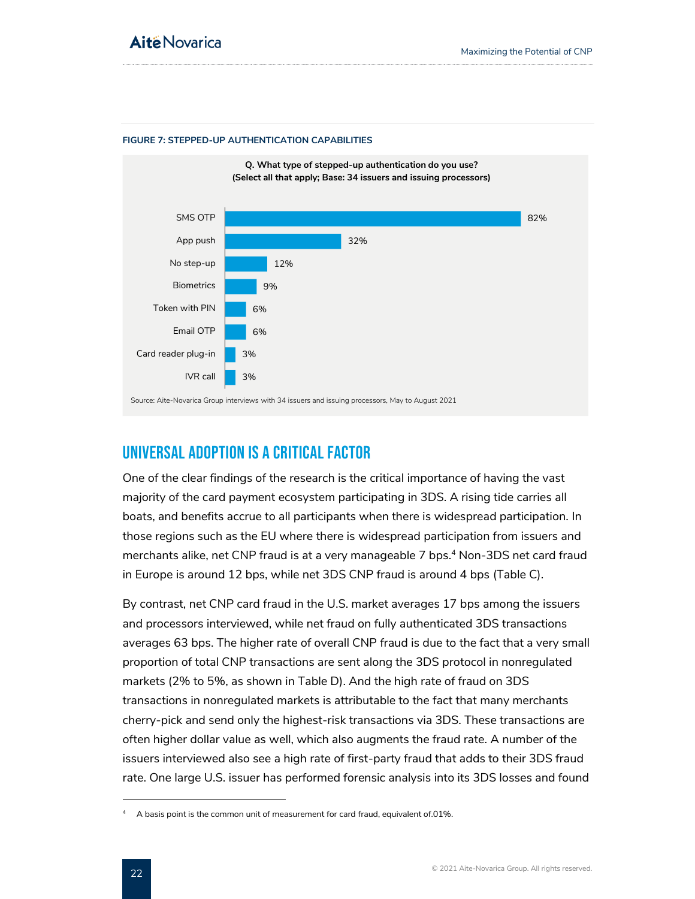**FIGURE 7: STEPPED-UP AUTHENTICATION CAPABILITIES**

**Q. What type of stepped-up authentication do you use?**
**(Select all that apply; Base: 34 issuers and issuing processors)**

| Type | Percentage |
|---|---|
| SMS OTP | 82% |
| App push | 32% |
| No step-up | 12% |
| Biometrics | 9% |
| Token with PIN | 6% |
| Email OTP | 6% |
| Card reader plug-in | 3% |
| IVR call | 3% |

Source: Aite-Novarica Group interviews with 34 issuers and issuing processors, May to August 2021

## UNIVERSAL ADOPTION IS A CRITICAL FACTOR

One of the clear findings of the research is the critical importance of having the vast majority of the card payment ecosystem participating in 3DS. A rising tide carries all boats, and benefits accrue to all participants when there is widespread participation. In those regions such as the EU where there is widespread participation from issuers and merchants alike, net CNP fraud is at a very manageable 7 bps.[4] Non-3DS net card fraud in Europe is around 12 bps, while net 3DS CNP fraud is around 4 bps (Table C).

By contrast, net CNP card fraud in the U.S. market averages 17 bps among the issuers and processors interviewed, while net fraud on fully authenticated 3DS transactions averages 63 bps. The higher rate of overall CNP fraud is due to the fact that a very small proportion of total CNP transactions are sent along the 3DS protocol in nonregulated markets (2% to 5%, as shown in Table D). And the high rate of fraud on 3DS transactions in nonregulated markets is attributable to the fact that many merchants cherry-pick and send only the highest-risk transactions via 3DS. These transactions are often higher dollar value as well, which also augments the fraud rate. A number of the issuers interviewed also see a high rate of first-party fraud that adds to their 3DS fraud rate. One large U.S. issuer has performed forensic analysis into its 3DS losses and found

[4] A basis point is the common unit of measurement for card fraud, equivalent of.01%.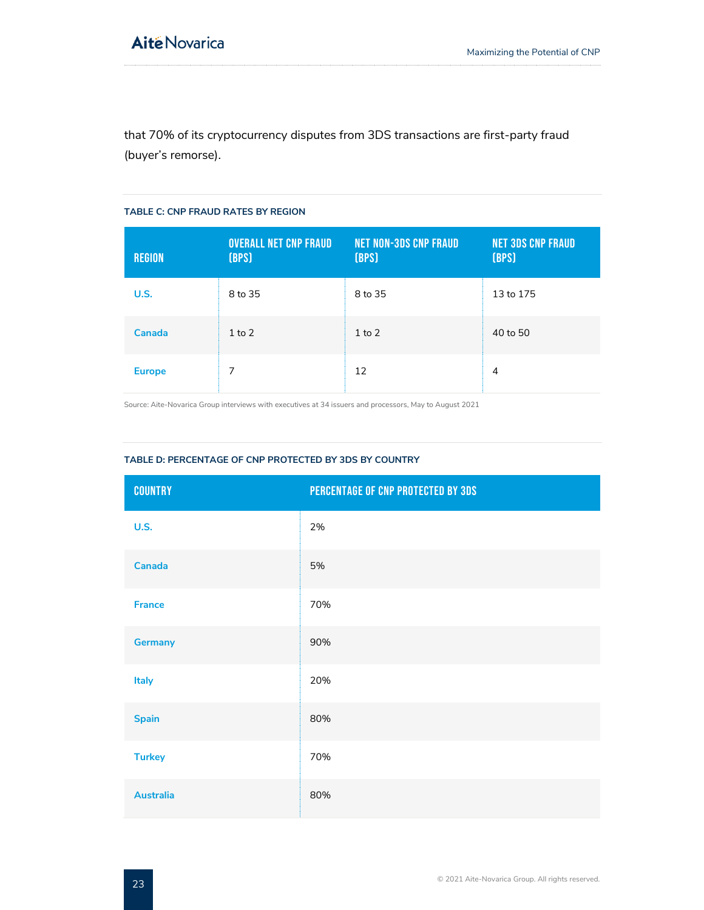that 70% of its cryptocurrency disputes from 3DS transactions are first-party fraud (buyer's remorse).

**TABLE C: CNP FRAUD RATES BY REGION**

| REGION | OVERALL NET CNP FRAUD (BPS) | NET NON-3DS CNP FRAUD (BPS) | NET 3DS CNP FRAUD (BPS) |
|---|---|---|---|
| U.S. | 8 to 35 | 8 to 35 | 13 to 175 |
| Canada | 1 to 2 | 1 to 2 | 40 to 50 |
| Europe | 7 | 12 | 4 |

Source: Aite-Novarica Group interviews with executives at 34 issuers and processors, May to August 2021

**TABLE D: PERCENTAGE OF CNP PROTECTED BY 3DS BY COUNTRY**

| COUNTRY | PERCENTAGE OF CNP PROTECTED BY 3DS |
|---|---|
| U.S. | 2% |
| Canada | 5% |
| France | 70% |
| Germany | 90% |
| Italy | 20% |
| Spain | 80% |
| Turkey | 70% |
| Australia | 80% |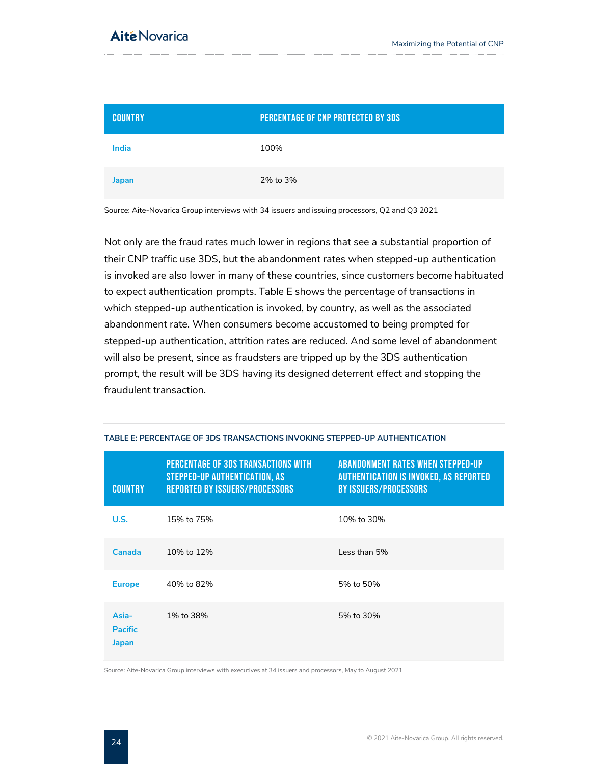| Country | Percentage of CNP protected by 3DS |
| --- | --- |
| India | 100% |
| Japan | 2% to 3% |

Source: Aite-Novarica Group interviews with 34 issuers and issuing processors, Q2 and Q3 2021

Not only are the fraud rates much lower in regions that see a substantial proportion of their CNP traffic use 3DS, but the abandonment rates when stepped-up authentication is invoked are also lower in many of these countries, since customers become habituated to expect authentication prompts. Table E shows the percentage of transactions in which stepped-up authentication is invoked, by country, as well as the associated abandonment rate. When consumers become accustomed to being prompted for stepped-up authentication, attrition rates are reduced. And some level of abandonment will also be present, since as fraudsters are tripped up by the 3DS authentication prompt, the result will be 3DS having its designed deterrent effect and stopping the fraudulent transaction.

**TABLE E: PERCENTAGE OF 3DS TRANSACTIONS INVOKING STEPPED-UP AUTHENTICATION**

| Country | Percentage of 3DS transactions with stepped-up authentication, as reported by issuers/processors | Abandonment rates when stepped-up authentication is invoked, as reported by issuers/processors |
| --- | --- | --- |
| U.S. | 15% to 75% | 10% to 30% |
| Canada | 10% to 12% | Less than 5% |
| Europe | 40% to 82% | 5% to 50% |
| Asia-Pacific Japan | 1% to 38% | 5% to 30% |

Source: Aite-Novarica Group interviews with executives at 34 issuers and processors, May to August 2021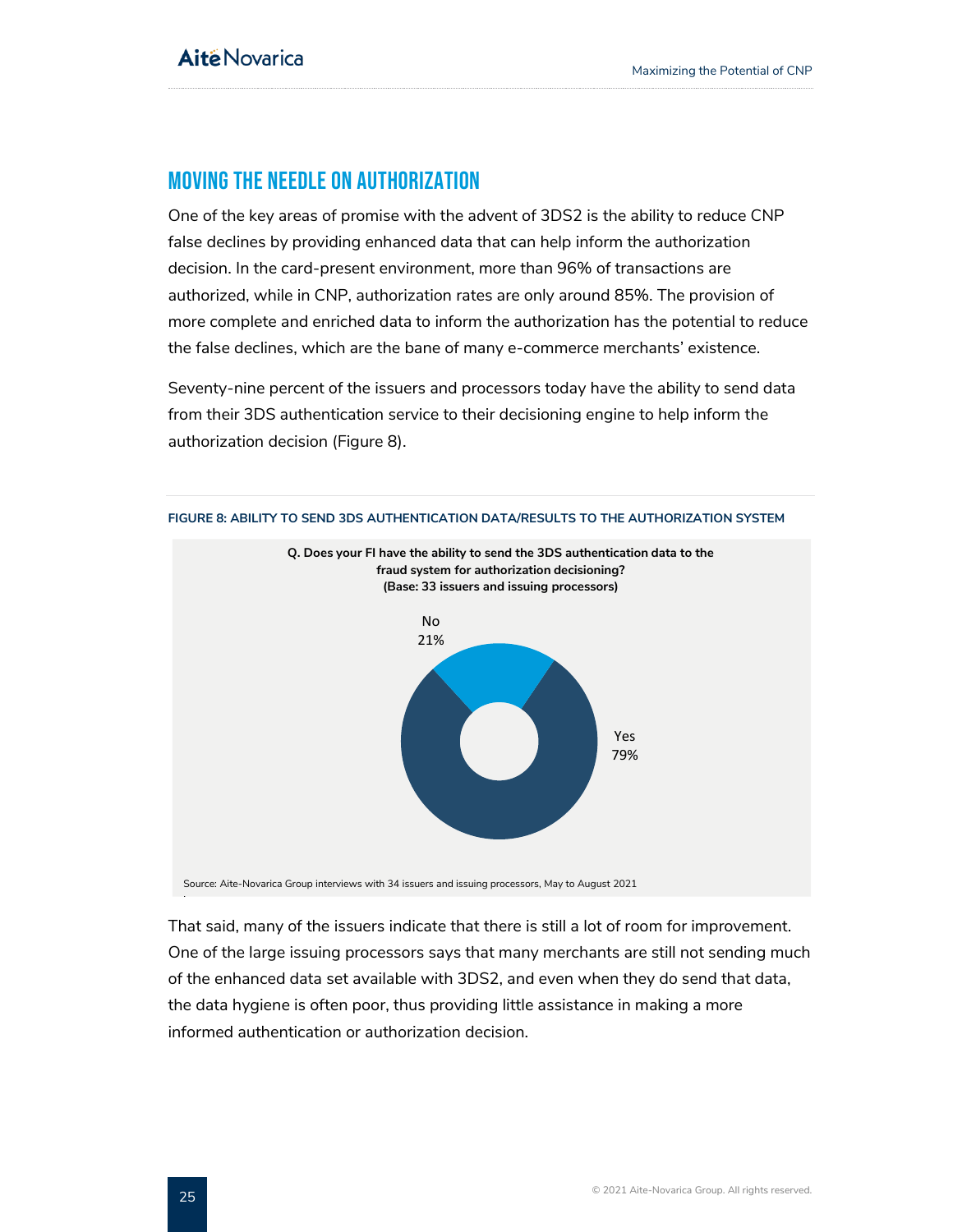## MOVING THE NEEDLE ON AUTHORIZATION

One of the key areas of promise with the advent of 3DS2 is the ability to reduce CNP false declines by providing enhanced data that can help inform the authorization decision. In the card-present environment, more than 96% of transactions are authorized, while in CNP, authorization rates are only around 85%. The provision of more complete and enriched data to inform the authorization has the potential to reduce the false declines, which are the bane of many e-commerce merchants' existence.

Seventy-nine percent of the issuers and processors today have the ability to send data from their 3DS authentication service to their decisioning engine to help inform the authorization decision (Figure 8).

**FIGURE 8: ABILITY TO SEND 3DS AUTHENTICATION DATA/RESULTS TO THE AUTHORIZATION SYSTEM**

**Q. Does your FI have the ability to send the 3DS authentication data to the fraud system for authorization decisioning? (Base: 33 issuers and issuing processors)**

| Response | Share |
| --- | --- |
| Yes | 79% |
| No | 21% |

Source: Aite-Novarica Group interviews with 34 issuers and issuing processors, May to August 2021

That said, many of the issuers indicate that there is still a lot of room for improvement. One of the large issuing processors says that many merchants are still not sending much of the enhanced data set available with 3DS2, and even when they do send that data, the data hygiene is often poor, thus providing little assistance in making a more informed authentication or authorization decision.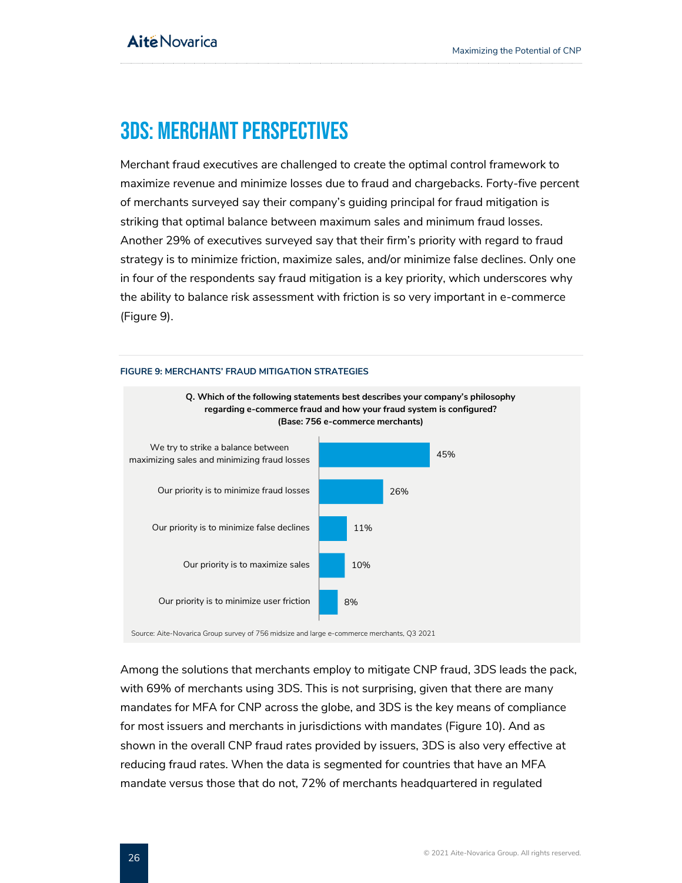# 3DS: MERCHANT PERSPECTIVES

Merchant fraud executives are challenged to create the optimal control framework to maximize revenue and minimize losses due to fraud and chargebacks. Forty-five percent of merchants surveyed say their company's guiding principal for fraud mitigation is striking that optimal balance between maximum sales and minimum fraud losses. Another 29% of executives surveyed say that their firm's priority with regard to fraud strategy is to minimize friction, maximize sales, and/or minimize false declines. Only one in four of the respondents say fraud mitigation is a key priority, which underscores why the ability to balance risk assessment with friction is so very important in e-commerce (Figure 9).

**FIGURE 9: MERCHANTS' FRAUD MITIGATION STRATEGIES**

**Q. Which of the following statements best describes your company's philosophy regarding e-commerce fraud and how your fraud system is configured? (Base: 756 e-commerce merchants)**

| Statement | Percentage |
|---|---|
| We try to strike a balance between maximizing sales and minimizing fraud losses | 45% |
| Our priority is to minimize fraud losses | 26% |
| Our priority is to minimize false declines | 11% |
| Our priority is to maximize sales | 10% |
| Our priority is to minimize user friction | 8% |

Source: Aite-Novarica Group survey of 756 midsize and large e-commerce merchants, Q3 2021

Among the solutions that merchants employ to mitigate CNP fraud, 3DS leads the pack, with 69% of merchants using 3DS. This is not surprising, given that there are many mandates for MFA for CNP across the globe, and 3DS is the key means of compliance for most issuers and merchants in jurisdictions with mandates (Figure 10). And as shown in the overall CNP fraud rates provided by issuers, 3DS is also very effective at reducing fraud rates. When the data is segmented for countries that have an MFA mandate versus those that do not, 72% of merchants headquartered in regulated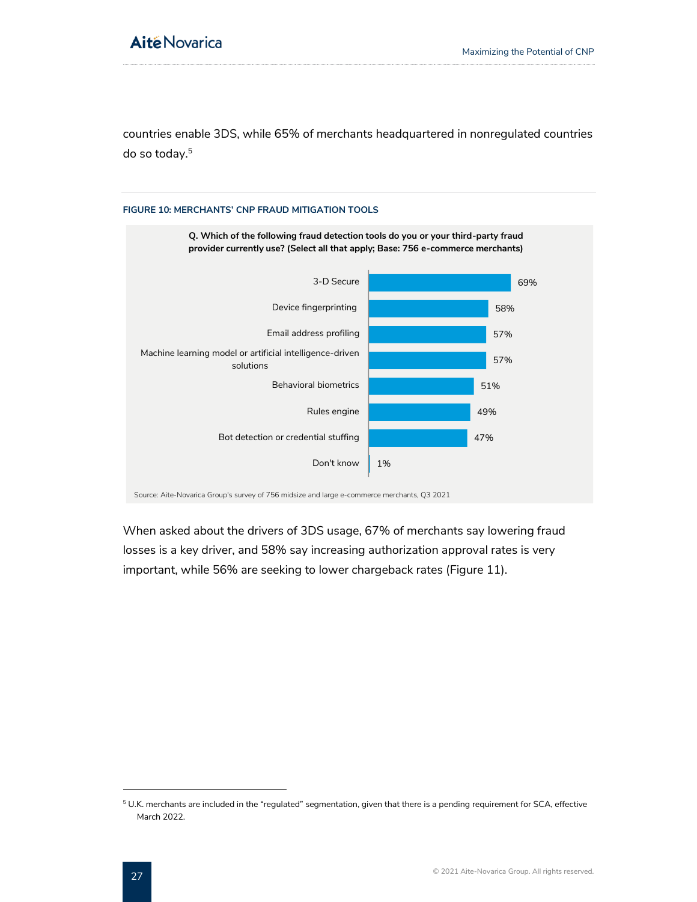countries enable 3DS, while 65% of merchants headquartered in nonregulated countries do so today.[5]

**FIGURE 10: MERCHANTS' CNP FRAUD MITIGATION TOOLS**

**Q. Which of the following fraud detection tools do you or your third-party fraud provider currently use? (Select all that apply; Base: 756 e-commerce merchants)**

| Tool | Percentage |
|---|---|
| 3-D Secure | 69% |
| Device fingerprinting | 58% |
| Email address profiling | 57% |
| Machine learning model or artificial intelligence-driven solutions | 57% |
| Behavioral biometrics | 51% |
| Rules engine | 49% |
| Bot detection or credential stuffing | 47% |
| Don't know | 1% |

Source: Aite-Novarica Group's survey of 756 midsize and large e-commerce merchants, Q3 2021

When asked about the drivers of 3DS usage, 67% of merchants say lowering fraud losses is a key driver, and 58% say increasing authorization approval rates is very important, while 56% are seeking to lower chargeback rates (Figure 11).

[5] U.K. merchants are included in the "regulated" segmentation, given that there is a pending requirement for SCA, effective March 2022.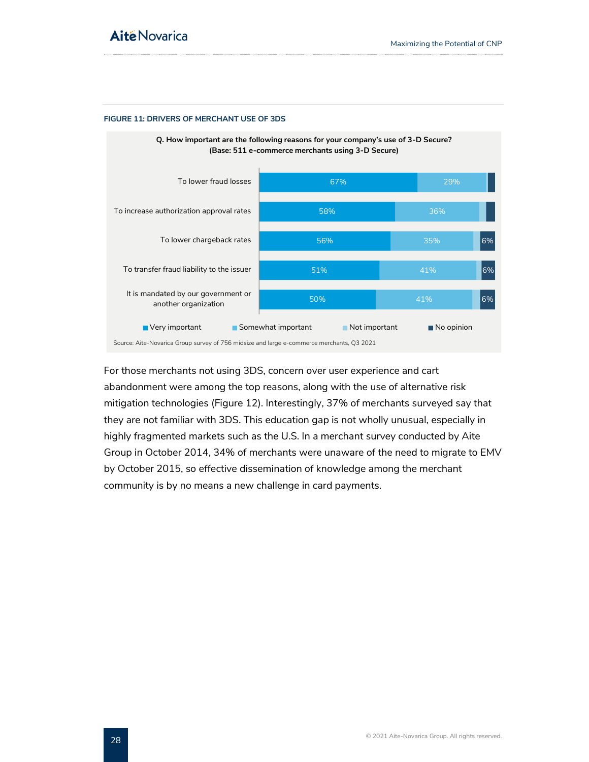**FIGURE 11: DRIVERS OF MERCHANT USE OF 3DS**

Q. How important are the following reasons for your company's use of 3-D Secure?
(Base: 511 e-commerce merchants using 3-D Secure)

| Reason | Very important | Somewhat important | Not important | No opinion |
|---|---|---|---|---|
| To lower fraud losses | 67% | 29% | | |
| To increase authorization approval rates | 58% | 36% | | |
| To lower chargeback rates | 56% | 35% | | 6% |
| To transfer fraud liability to the issuer | 51% | 41% | | 6% |
| It is mandated by our government or another organization | 50% | 41% | | 6% |

Source: Aite-Novarica Group survey of 756 midsize and large e-commerce merchants, Q3 2021

For those merchants not using 3DS, concern over user experience and cart abandonment were among the top reasons, along with the use of alternative risk mitigation technologies (Figure 12). Interestingly, 37% of merchants surveyed say that they are not familiar with 3DS. This education gap is not wholly unusual, especially in highly fragmented markets such as the U.S. In a merchant survey conducted by Aite Group in October 2014, 34% of merchants were unaware of the need to migrate to EMV by October 2015, so effective dissemination of knowledge among the merchant community is by no means a new challenge in card payments.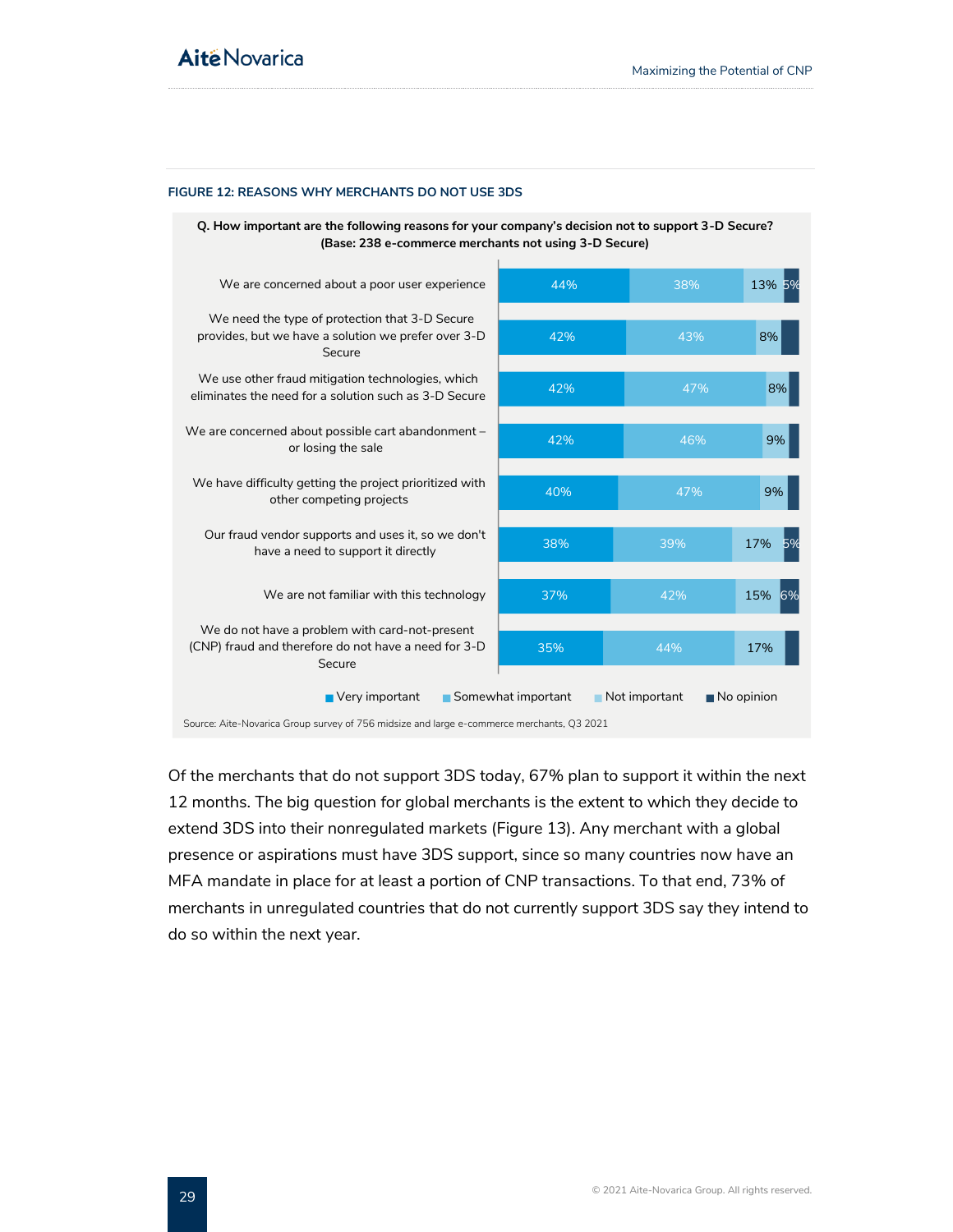**FIGURE 12: REASONS WHY MERCHANTS DO NOT USE 3DS**

**Q. How important are the following reasons for your company's decision not to support 3-D Secure? (Base: 238 e-commerce merchants not using 3-D Secure)**

| Reason | Very important | Somewhat important | Not important | No opinion |
|---|---|---|---|---|
| We are concerned about a poor user experience | 44% | 38% | 13% | 5% |
| We need the type of protection that 3-D Secure provides, but we have a solution we prefer over 3-D Secure | 42% | 43% | 8% | |
| We use other fraud mitigation technologies, which eliminates the need for a solution such as 3-D Secure | 42% | 47% | 8% | |
| We are concerned about possible cart abandonment – or losing the sale | 42% | 46% | 9% | |
| We have difficulty getting the project prioritized with other competing projects | 40% | 47% | 9% | |
| Our fraud vendor supports and uses it, so we don't have a need to support it directly | 38% | 39% | 17% | 5% |
| We are not familiar with this technology | 37% | 42% | 15% | 6% |
| We do not have a problem with card-not-present (CNP) fraud and therefore do not have a need for 3-D Secure | 35% | 44% | 17% | |

Source: Aite-Novarica Group survey of 756 midsize and large e-commerce merchants, Q3 2021

Of the merchants that do not support 3DS today, 67% plan to support it within the next 12 months. The big question for global merchants is the extent to which they decide to extend 3DS into their nonregulated markets (Figure 13). Any merchant with a global presence or aspirations must have 3DS support, since so many countries now have an MFA mandate in place for at least a portion of CNP transactions. To that end, 73% of merchants in unregulated countries that do not currently support 3DS say they intend to do so within the next year.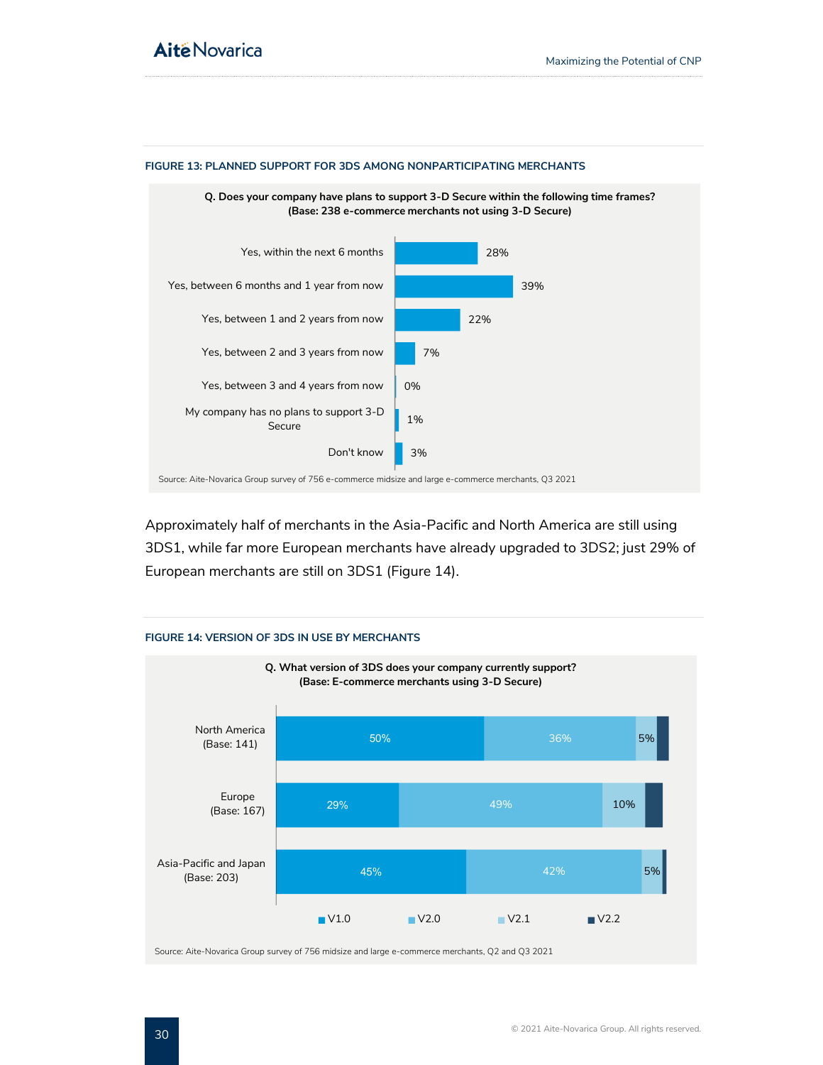#### FIGURE 13: PLANNED SUPPORT FOR 3DS AMONG NONPARTICIPATING MERCHANTS

**Q. Does your company have plans to support 3-D Secure within the following time frames?**
**(Base: 238 e-commerce merchants not using 3-D Secure)**

| Response | Percentage |
|---|---|
| Yes, within the next 6 months | 28% |
| Yes, between 6 months and 1 year from now | 39% |
| Yes, between 1 and 2 years from now | 22% |
| Yes, between 2 and 3 years from now | 7% |
| Yes, between 3 and 4 years from now | 0% |
| My company has no plans to support 3-D Secure | 1% |
| Don't know | 3% |

Source: Aite-Novarica Group survey of 756 e-commerce midsize and large e-commerce merchants, Q3 2021

Approximately half of merchants in the Asia-Pacific and North America are still using 3DS1, while far more European merchants have already upgraded to 3DS2; just 29% of European merchants are still on 3DS1 (Figure 14).

#### FIGURE 14: VERSION OF 3DS IN USE BY MERCHANTS

**Q. What version of 3DS does your company currently support?**
**(Base: E-commerce merchants using 3-D Secure)**

| Region | V1.0 | V2.0 | V2.1 | V2.2 |
|---|---|---|---|---|
| North America (Base: 141) | 50% | 36% | 5% | |
| Europe (Base: 167) | 29% | 49% | 10% | |
| Asia-Pacific and Japan (Base: 203) | 45% | 42% | 5% | |

Source: Aite-Novarica Group survey of 756 midsize and large e-commerce merchants, Q2 and Q3 2021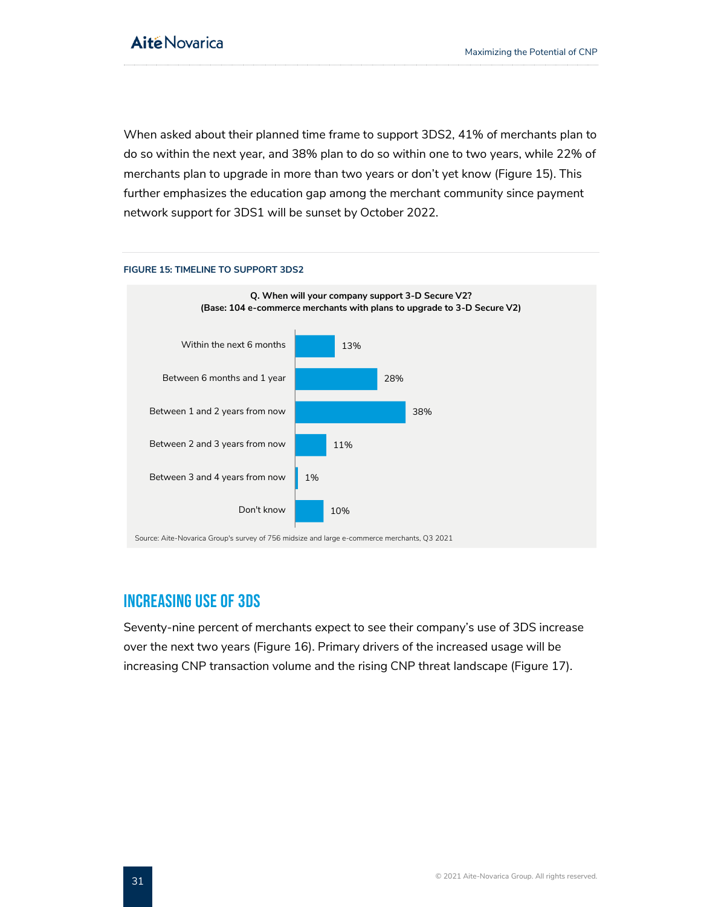When asked about their planned time frame to support 3DS2, 41% of merchants plan to do so within the next year, and 38% plan to do so within one to two years, while 22% of merchants plan to upgrade in more than two years or don't yet know (Figure 15). This further emphasizes the education gap among the merchant community since payment network support for 3DS1 will be sunset by October 2022.

**FIGURE 15: TIMELINE TO SUPPORT 3DS2**

**Q. When will your company support 3-D Secure V2?**
**(Base: 104 e-commerce merchants with plans to upgrade to 3-D Secure V2)**

| Time frame | Percentage |
| --- | --- |
| Within the next 6 months | 13% |
| Between 6 months and 1 year | 28% |
| Between 1 and 2 years from now | 38% |
| Between 2 and 3 years from now | 11% |
| Between 3 and 4 years from now | 1% |
| Don't know | 10% |

Source: Aite-Novarica Group's survey of 756 midsize and large e-commerce merchants, Q3 2021

## Increasing Use of 3DS

Seventy-nine percent of merchants expect to see their company's use of 3DS increase over the next two years (Figure 16). Primary drivers of the increased usage will be increasing CNP transaction volume and the rising CNP threat landscape (Figure 17).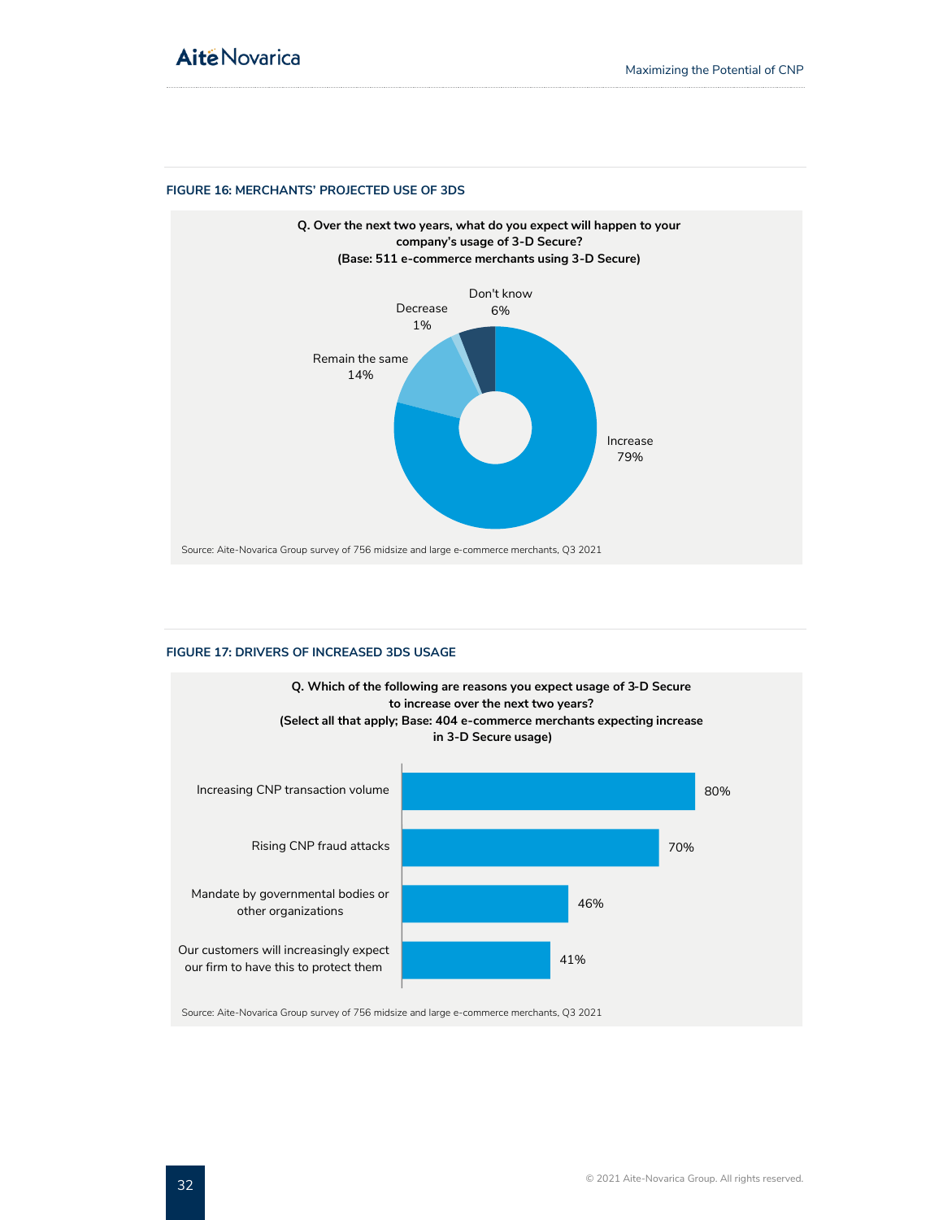### FIGURE 16: MERCHANTS' PROJECTED USE OF 3DS

**Q. Over the next two years, what do you expect will happen to your company's usage of 3-D Secure? (Base: 511 e-commerce merchants using 3-D Secure)**

| Response | Percentage |
|---|---|
| Increase | 79% |
| Remain the same | 14% |
| Decrease | 1% |
| Don't know | 6% |

Source: Aite-Novarica Group survey of 756 midsize and large e-commerce merchants, Q3 2021

### FIGURE 17: DRIVERS OF INCREASED 3DS USAGE

**Q. Which of the following are reasons you expect usage of 3-D Secure to increase over the next two years? (Select all that apply; Base: 404 e-commerce merchants expecting increase in 3-D Secure usage)**

| Reason | Percentage |
|---|---|
| Increasing CNP transaction volume | 80% |
| Rising CNP fraud attacks | 70% |
| Mandate by governmental bodies or other organizations | 46% |
| Our customers will increasingly expect our firm to have this to protect them | 41% |

Source: Aite-Novarica Group survey of 756 midsize and large e-commerce merchants, Q3 2021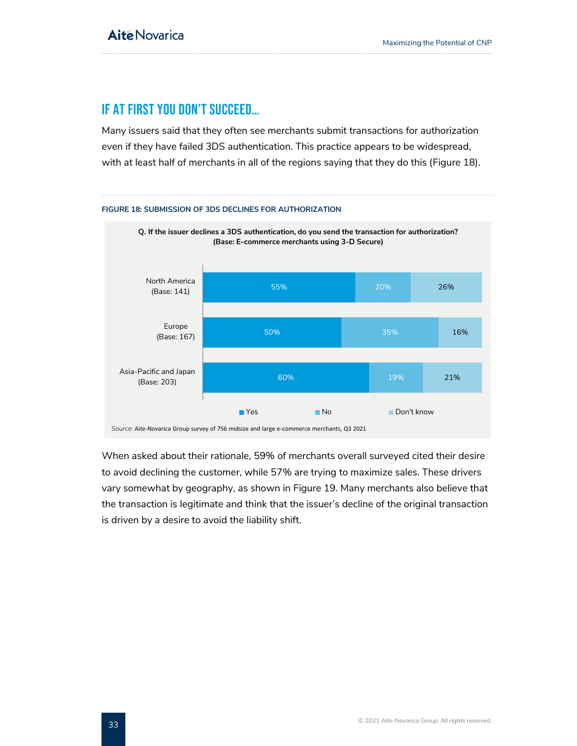## IF AT FIRST YOU DON'T SUCCEED...

Many issuers said that they often see merchants submit transactions for authorization even if they have failed 3DS authentication. This practice appears to be widespread, with at least half of merchants in all of the regions saying that they do this (Figure 18).

**FIGURE 18: SUBMISSION OF 3DS DECLINES FOR AUTHORIZATION**

**Q. If the issuer declines a 3DS authentication, do you send the transaction for authorization? (Base: E-commerce merchants using 3-D Secure)**

| Region | Yes | No | Don't know |
|---|---|---|---|
| North America (Base: 141) | 55% | 20% | 26% |
| Europe (Base: 167) | 50% | 35% | 16% |
| Asia-Pacific and Japan (Base: 203) | 60% | 19% | 21% |

Source: Aite-Novarica Group survey of 756 midsize and large e-commerce merchants, Q3 2021

When asked about their rationale, 59% of merchants overall surveyed cited their desire to avoid declining the customer, while 57% are trying to maximize sales. These drivers vary somewhat by geography, as shown in Figure 19. Many merchants also believe that the transaction is legitimate and think that the issuer's decline of the original transaction is driven by a desire to avoid the liability shift.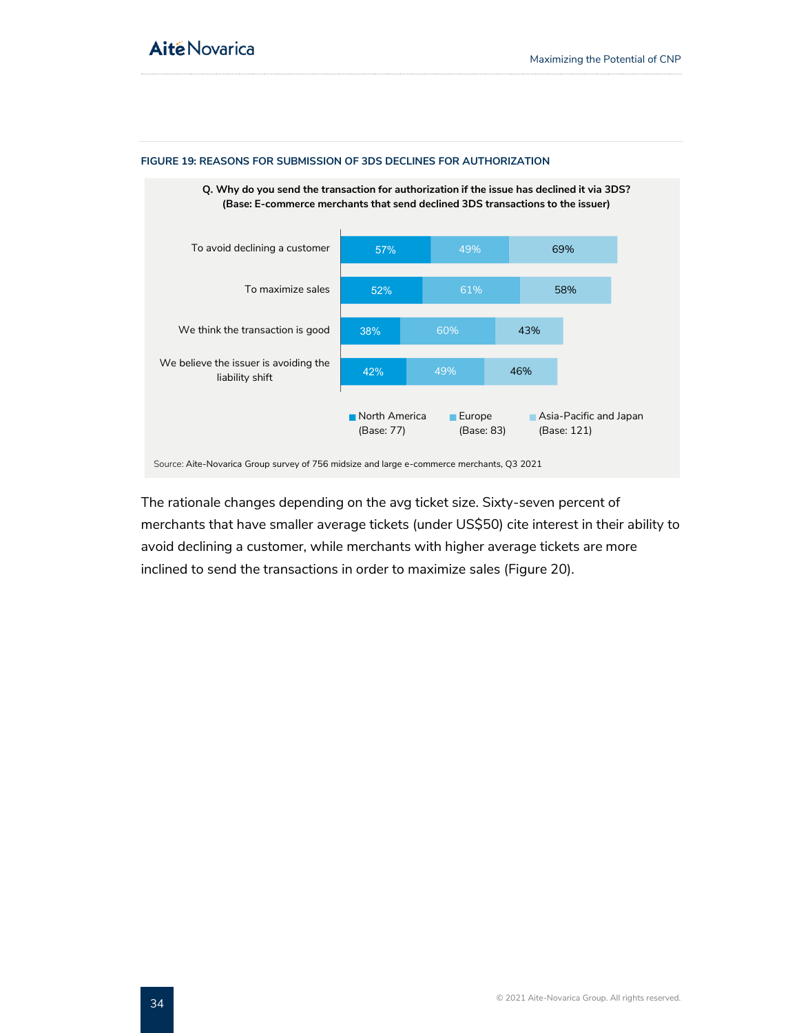**FIGURE 19: REASONS FOR SUBMISSION OF 3DS DECLINES FOR AUTHORIZATION**

**Q. Why do you send the transaction for authorization if the issue has declined it via 3DS? (Base: E-commerce merchants that send declined 3DS transactions to the issuer)**

| Reason | North America (Base: 77) | Europe (Base: 83) | Asia-Pacific and Japan (Base: 121) |
|---|---|---|---|
| To avoid declining a customer | 57% | 49% | 69% |
| To maximize sales | 52% | 61% | 58% |
| We think the transaction is good | 38% | 60% | 43% |
| We believe the issuer is avoiding the liability shift | 42% | 49% | 46% |

Source: Aite-Novarica Group survey of 756 midsize and large e-commerce merchants, Q3 2021

The rationale changes depending on the avg ticket size. Sixty-seven percent of merchants that have smaller average tickets (under US$50) cite interest in their ability to avoid declining a customer, while merchants with higher average tickets are more inclined to send the transactions in order to maximize sales (Figure 20).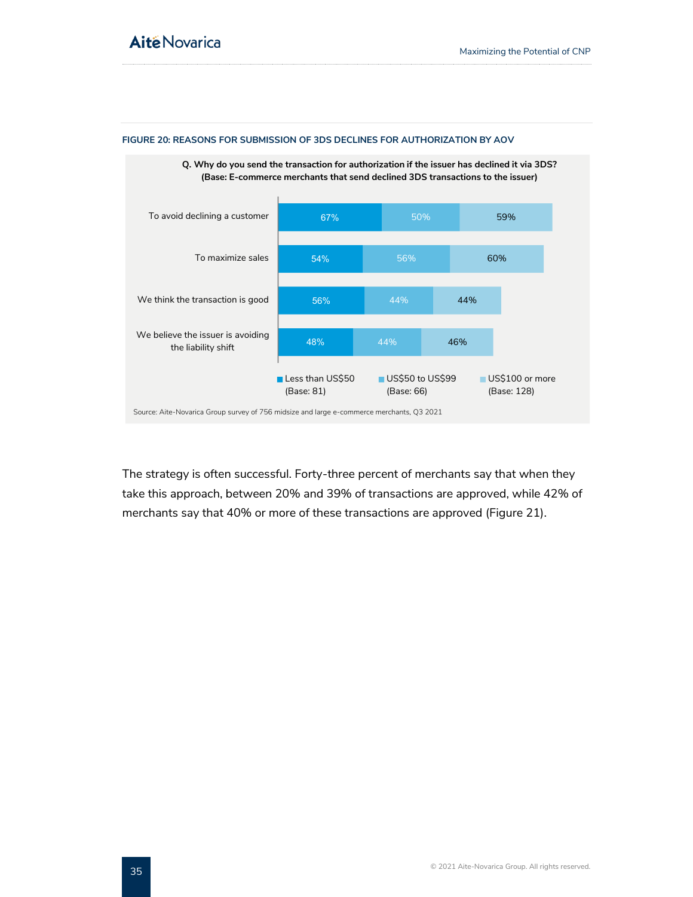**FIGURE 20: REASONS FOR SUBMISSION OF 3DS DECLINES FOR AUTHORIZATION BY AOV**

**Q. Why do you send the transaction for authorization if the issuer has declined it via 3DS? (Base: E-commerce merchants that send declined 3DS transactions to the issuer)**

| Reason | Less than US$50 (Base: 81) | US$50 to US$99 (Base: 66) | US$100 or more (Base: 128) |
|---|---|---|---|
| To avoid declining a customer | 67% | 50% | 59% |
| To maximize sales | 54% | 56% | 60% |
| We think the transaction is good | 56% | 44% | 44% |
| We believe the issuer is avoiding the liability shift | 48% | 44% | 46% |

Source: Aite-Novarica Group survey of 756 midsize and large e-commerce merchants, Q3 2021

The strategy is often successful. Forty-three percent of merchants say that when they take this approach, between 20% and 39% of transactions are approved, while 42% of merchants say that 40% or more of these transactions are approved (Figure 21).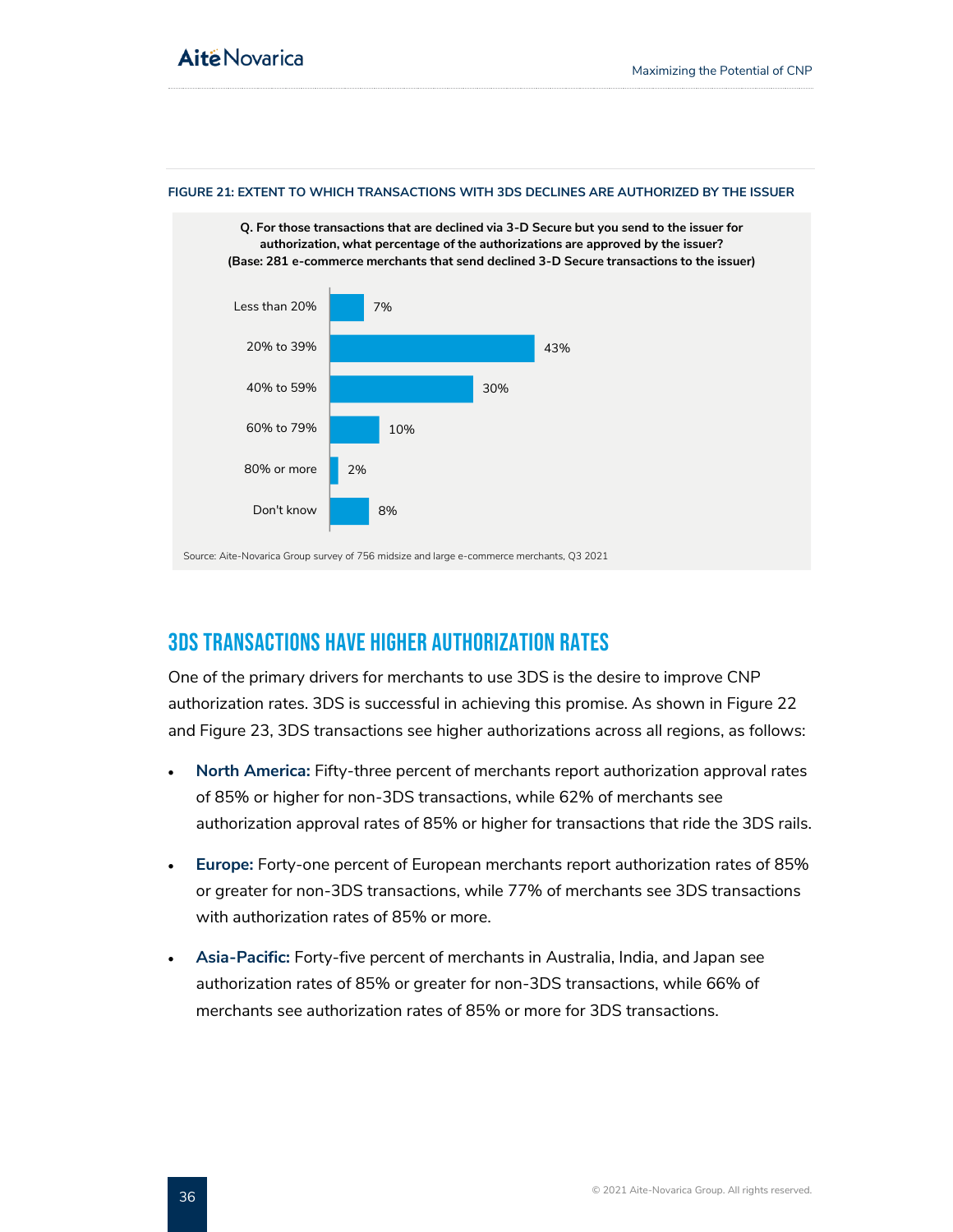**FIGURE 21: EXTENT TO WHICH TRANSACTIONS WITH 3DS DECLINES ARE AUTHORIZED BY THE ISSUER**

**Q. For those transactions that are declined via 3-D Secure but you send to the issuer for authorization, what percentage of the authorizations are approved by the issuer? (Base: 281 e-commerce merchants that send declined 3-D Secure transactions to the issuer)**

| Response | Percentage |
| --- | --- |
| Less than 20% | 7% |
| 20% to 39% | 43% |
| 40% to 59% | 30% |
| 60% to 79% | 10% |
| 80% or more | 2% |
| Don't know | 8% |

Source: Aite-Novarica Group survey of 756 midsize and large e-commerce merchants, Q3 2021

## 3DS TRANSACTIONS HAVE HIGHER AUTHORIZATION RATES

One of the primary drivers for merchants to use 3DS is the desire to improve CNP authorization rates. 3DS is successful in achieving this promise. As shown in Figure 22 and Figure 23, 3DS transactions see higher authorizations across all regions, as follows:

- **North America:** Fifty-three percent of merchants report authorization approval rates of 85% or higher for non-3DS transactions, while 62% of merchants see authorization approval rates of 85% or higher for transactions that ride the 3DS rails.
- **Europe:** Forty-one percent of European merchants report authorization rates of 85% or greater for non-3DS transactions, while 77% of merchants see 3DS transactions with authorization rates of 85% or more.
- **Asia-Pacific:** Forty-five percent of merchants in Australia, India, and Japan see authorization rates of 85% or greater for non-3DS transactions, while 66% of merchants see authorization rates of 85% or more for 3DS transactions.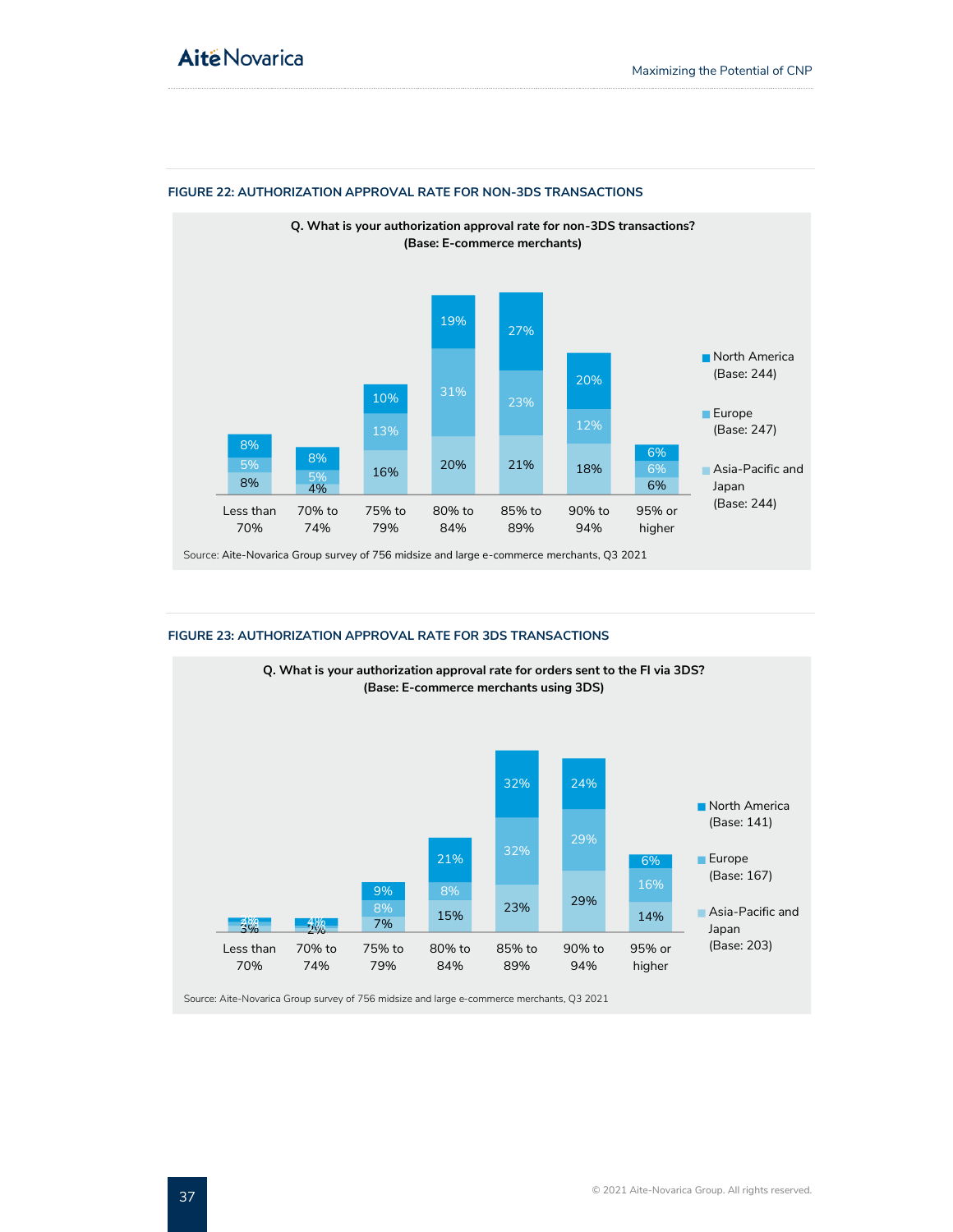#### FIGURE 22: AUTHORIZATION APPROVAL RATE FOR NON-3DS TRANSACTIONS

**Q. What is your authorization approval rate for non-3DS transactions?**
**(Base: E-commerce merchants)**

| | Less than 70% | 70% to 74% | 75% to 79% | 80% to 84% | 85% to 89% | 90% to 94% | 95% or higher |
|---|---|---|---|---|---|---|---|
| North America (Base: 244) | 8% | 8% | 10% | 19% | 27% | 20% | 6% |
| Europe (Base: 247) | 5% | 5% | 13% | 31% | 23% | 12% | 6% |
| Asia-Pacific and Japan (Base: 244) | 8% | 4% | 16% | 20% | 21% | 18% | 6% |

Source: Aite-Novarica Group survey of 756 midsize and large e-commerce merchants, Q3 2021

#### FIGURE 23: AUTHORIZATION APPROVAL RATE FOR 3DS TRANSACTIONS

**Q. What is your authorization approval rate for orders sent to the FI via 3DS?**
**(Base: E-commerce merchants using 3DS)**

| | Less than 70% | 70% to 74% | 75% to 79% | 80% to 84% | 85% to 89% | 90% to 94% | 95% or higher |
|---|---|---|---|---|---|---|---|
| North America (Base: 141) | 2% | 4% | 9% | 21% | 32% | 24% | 6% |
| Europe (Base: 167) | 2% | 1% | 8% | 8% | 32% | 29% | 16% |
| Asia-Pacific and Japan (Base: 203) | 3% | 2% | 7% | 15% | 23% | 29% | 14% |

Source: Aite-Novarica Group survey of 756 midsize and large e-commerce merchants, Q3 2021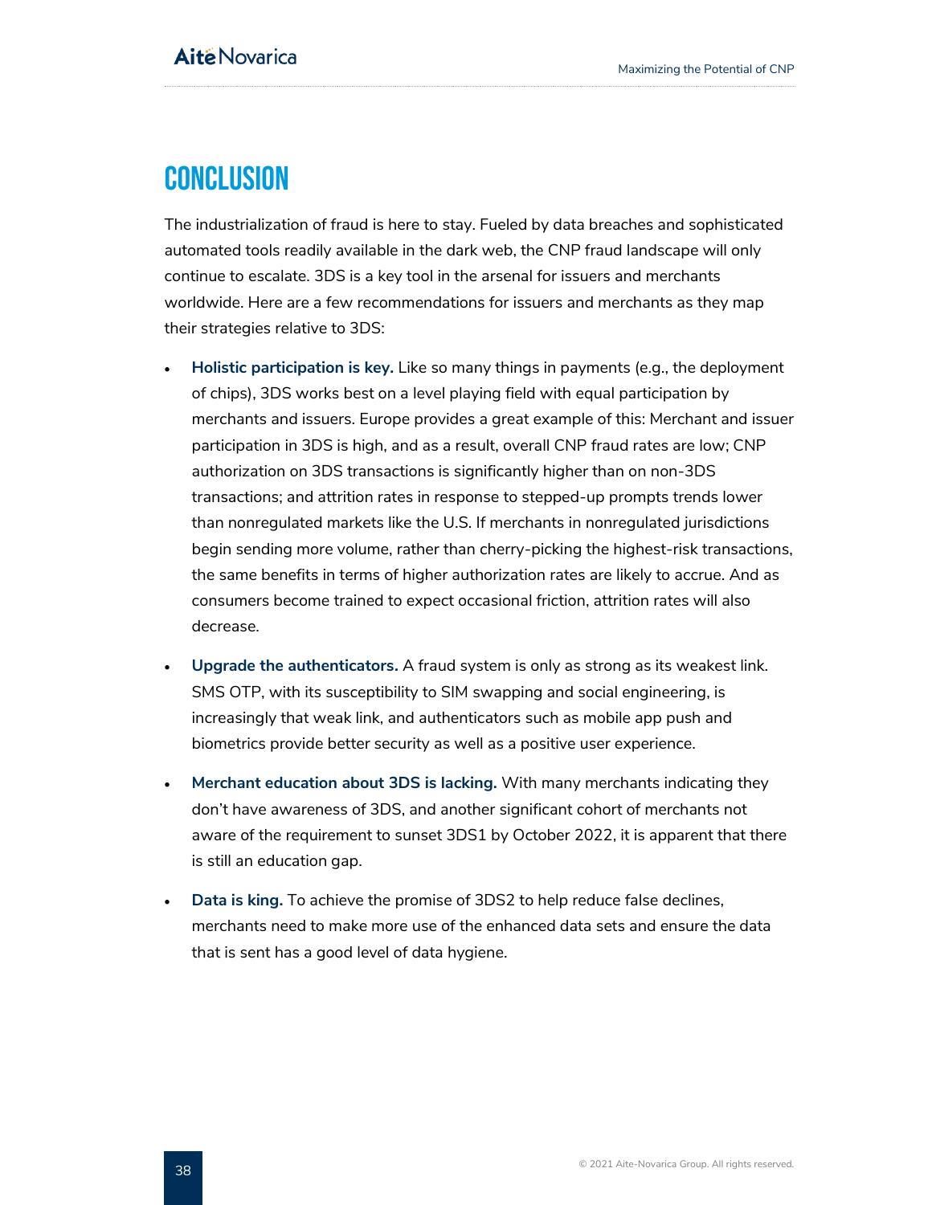# CONCLUSION

The industrialization of fraud is here to stay. Fueled by data breaches and sophisticated automated tools readily available in the dark web, the CNP fraud landscape will only continue to escalate. 3DS is a key tool in the arsenal for issuers and merchants worldwide. Here are a few recommendations for issuers and merchants as they map their strategies relative to 3DS:

- **Holistic participation is key.** Like so many things in payments (e.g., the deployment of chips), 3DS works best on a level playing field with equal participation by merchants and issuers. Europe provides a great example of this: Merchant and issuer participation in 3DS is high, and as a result, overall CNP fraud rates are low; CNP authorization on 3DS transactions is significantly higher than on non-3DS transactions; and attrition rates in response to stepped-up prompts trends lower than nonregulated markets like the U.S. If merchants in nonregulated jurisdictions begin sending more volume, rather than cherry-picking the highest-risk transactions, the same benefits in terms of higher authorization rates are likely to accrue. And as consumers become trained to expect occasional friction, attrition rates will also decrease.
- **Upgrade the authenticators.** A fraud system is only as strong as its weakest link. SMS OTP, with its susceptibility to SIM swapping and social engineering, is increasingly that weak link, and authenticators such as mobile app push and biometrics provide better security as well as a positive user experience.
- **Merchant education about 3DS is lacking.** With many merchants indicating they don't have awareness of 3DS, and another significant cohort of merchants not aware of the requirement to sunset 3DS1 by October 2022, it is apparent that there is still an education gap.
- **Data is king.** To achieve the promise of 3DS2 to help reduce false declines, merchants need to make more use of the enhanced data sets and ensure the data that is sent has a good level of data hygiene.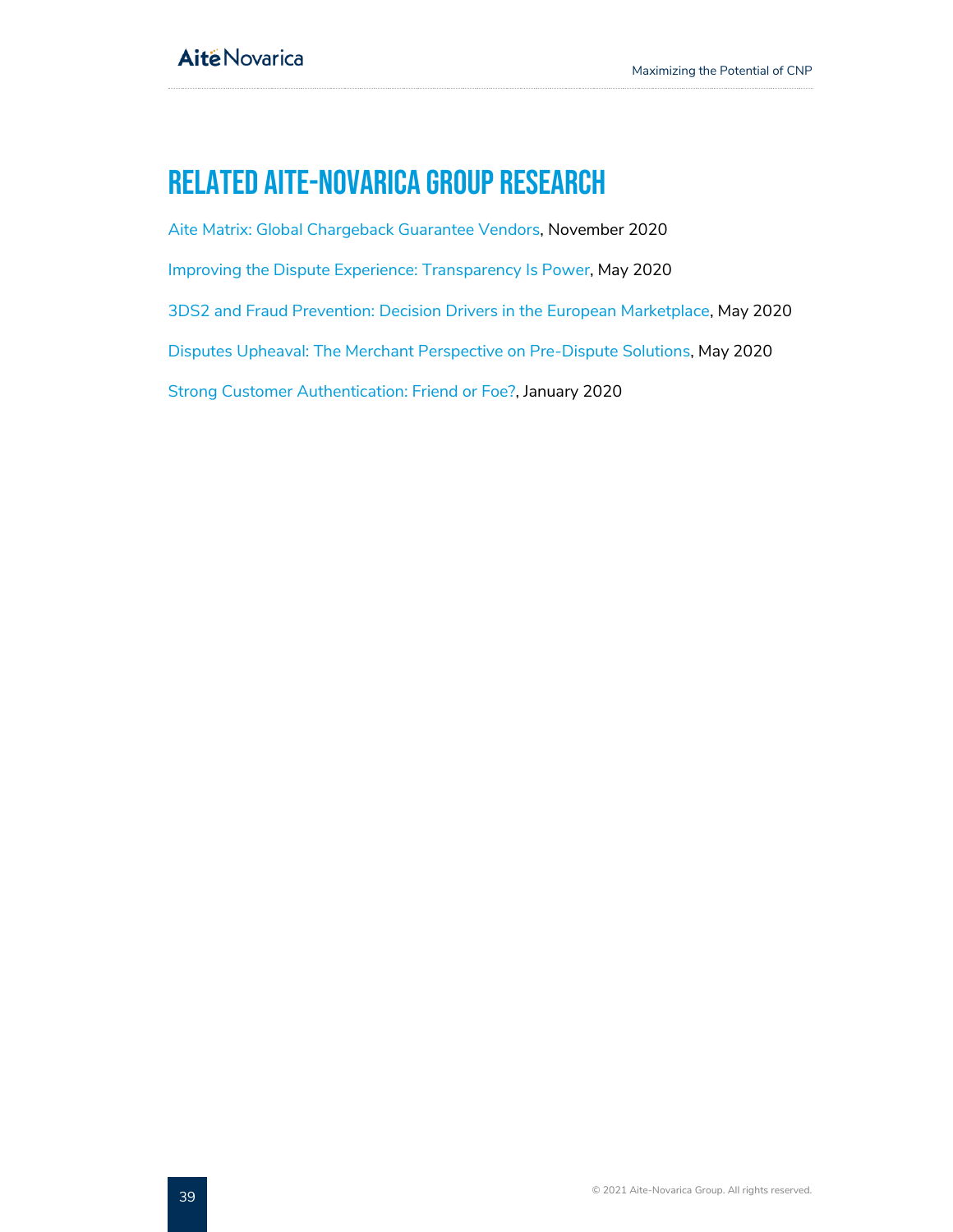# RELATED AITE-NOVARICA GROUP RESEARCH

Aite Matrix: Global Chargeback Guarantee Vendors, November 2020

Improving the Dispute Experience: Transparency Is Power, May 2020

3DS2 and Fraud Prevention: Decision Drivers in the European Marketplace, May 2020

Disputes Upheaval: The Merchant Perspective on Pre-Dispute Solutions, May 2020

Strong Customer Authentication: Friend or Foe?, January 2020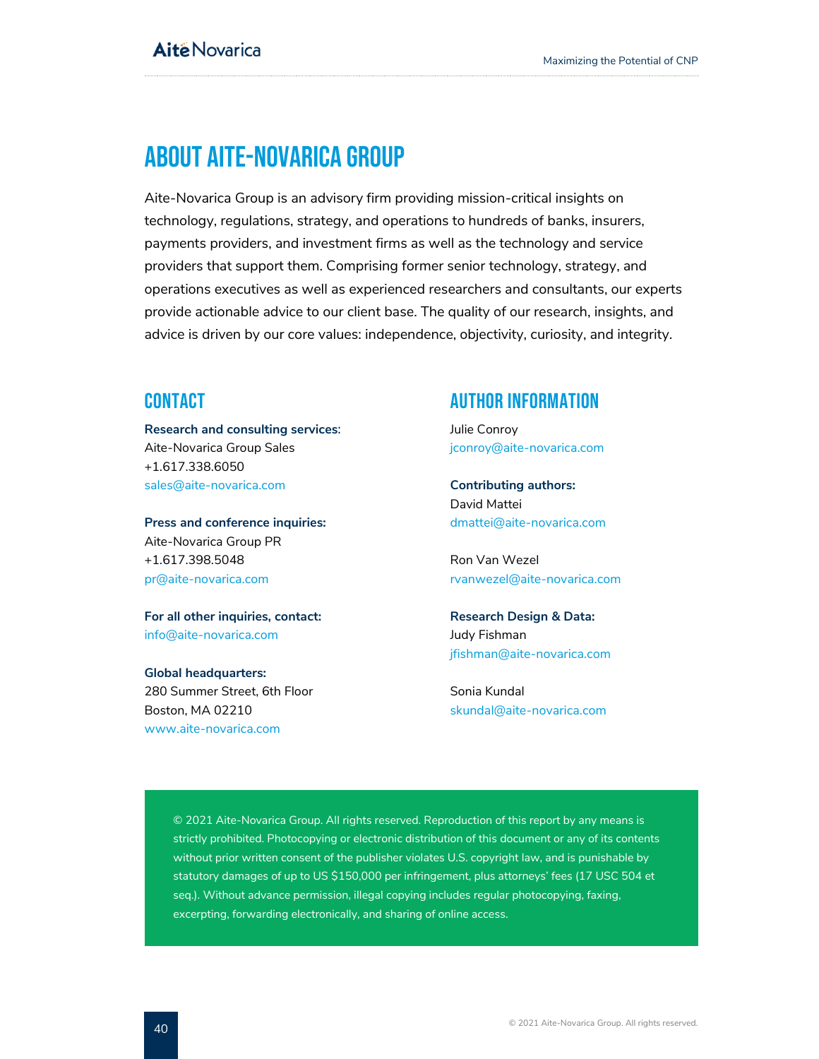# ABOUT AITE-NOVARICA GROUP

Aite-Novarica Group is an advisory firm providing mission-critical insights on technology, regulations, strategy, and operations to hundreds of banks, insurers, payments providers, and investment firms as well as the technology and service providers that support them. Comprising former senior technology, strategy, and operations executives as well as experienced researchers and consultants, our experts provide actionable advice to our client base. The quality of our research, insights, and advice is driven by our core values: independence, objectivity, curiosity, and integrity.

## CONTACT

**Research and consulting services**:
Aite-Novarica Group Sales
+1.617.338.6050
sales@aite-novarica.com

**Press and conference inquiries:**
Aite-Novarica Group PR
+1.617.398.5048
pr@aite-novarica.com

**For all other inquiries, contact:**
info@aite-novarica.com

**Global headquarters:**
280 Summer Street, 6th Floor
Boston, MA 02210
www.aite-novarica.com

## AUTHOR INFORMATION

Julie Conroy
jconroy@aite-novarica.com

**Contributing authors:**
David Mattei
dmattei@aite-novarica.com

Ron Van Wezel
rvanwezel@aite-novarica.com

**Research Design & Data:**
Judy Fishman
jfishman@aite-novarica.com

Sonia Kundal
skundal@aite-novarica.com

© 2021 Aite-Novarica Group. All rights reserved. Reproduction of this report by any means is strictly prohibited. Photocopying or electronic distribution of this document or any of its contents without prior written consent of the publisher violates U.S. copyright law, and is punishable by statutory damages of up to US $150,000 per infringement, plus attorneys' fees (17 USC 504 et seq.). Without advance permission, illegal copying includes regular photocopying, faxing, excerpting, forwarding electronically, and sharing of online access.